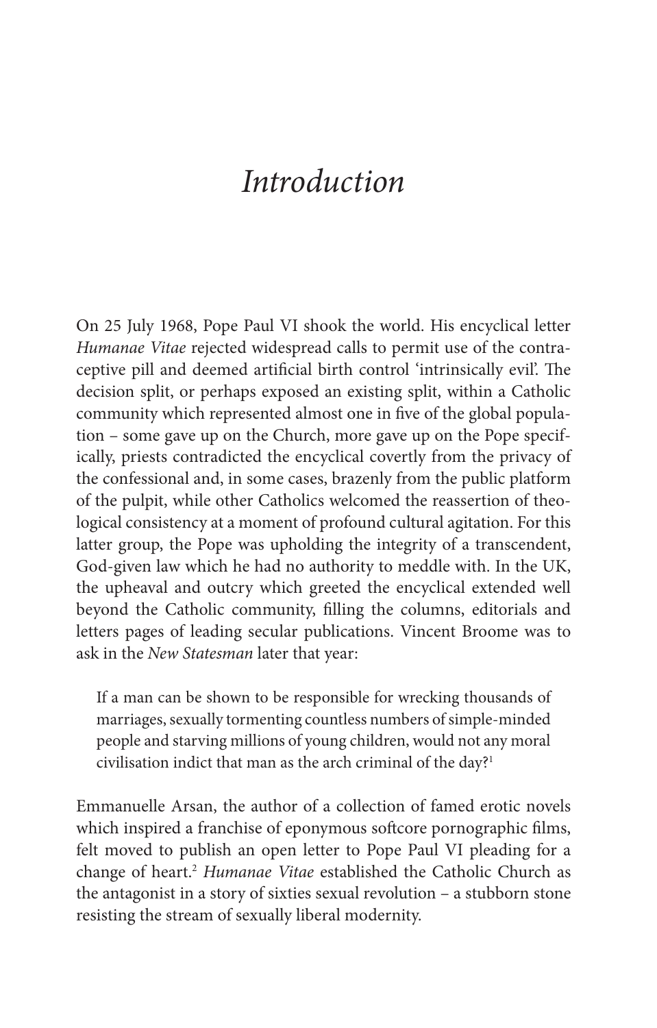# *Introduction*

On 25 July 1968, Pope Paul VI shook the world. His encyclical letter *Humanae Vitae* rejected widespread calls to permit use of the contraceptive pill and deemed artificial birth control 'intrinsically evil'. The decision split, or perhaps exposed an existing split, within a Catholic community which represented almost one in five of the global population – some gave up on the Church, more gave up on the Pope specifically, priests contradicted the encyclical covertly from the privacy of the confessional and, in some cases, brazenly from the public platform of the pulpit, while other Catholics welcomed the reassertion of theological consistency at a moment of profound cultural agitation. For this latter group, the Pope was upholding the integrity of a transcendent, God-given law which he had no authority to meddle with. In the UK, the upheaval and outcry which greeted the encyclical extended well beyond the Catholic community, filling the columns, editorials and letters pages of leading secular publications. Vincent Broome was to ask in the *New Statesman* later that year:

> If a man can be shown to be responsible for wrecking thousands of marriages, sexually tormenting countless numbers of simple-minded people and starving millions of young children, would not any moral civilisation indict that man as the arch criminal of the day?[1]

Emmanuelle Arsan, the author of a collection of famed erotic novels which inspired a franchise of eponymous softcore pornographic films, felt moved to publish an open letter to Pope Paul VI pleading for a change of heart.[2] *Humanae Vitae* established the Catholic Church as the antagonist in a story of sixties sexual revolution – a stubborn stone resisting the stream of sexually liberal modernity.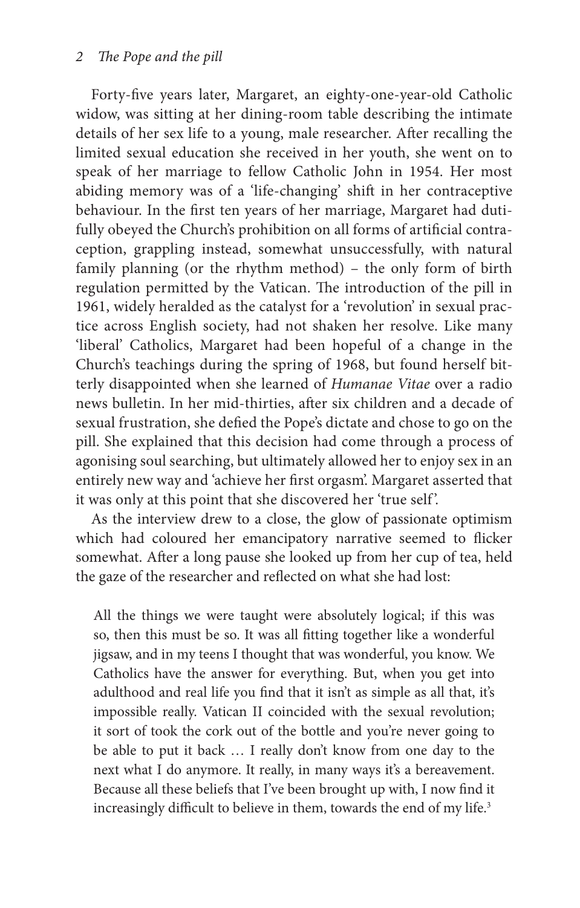Forty-five years later, Margaret, an eighty-one-year-old Catholic widow, was sitting at her dining-room table describing the intimate details of her sex life to a young, male researcher. After recalling the limited sexual education she received in her youth, she went on to speak of her marriage to fellow Catholic John in 1954. Her most abiding memory was of a 'life-changing' shift in her contraceptive behaviour. In the first ten years of her marriage, Margaret had dutifully obeyed the Church's prohibition on all forms of artificial contraception, grappling instead, somewhat unsuccessfully, with natural family planning (or the rhythm method) – the only form of birth regulation permitted by the Vatican. The introduction of the pill in 1961, widely heralded as the catalyst for a 'revolution' in sexual practice across English society, had not shaken her resolve. Like many 'liberal' Catholics, Margaret had been hopeful of a change in the Church's teachings during the spring of 1968, but found herself bitterly disappointed when she learned of *Humanae Vitae* over a radio news bulletin. In her mid-thirties, after six children and a decade of sexual frustration, she defied the Pope's dictate and chose to go on the pill. She explained that this decision had come through a process of agonising soul searching, but ultimately allowed her to enjoy sex in an entirely new way and 'achieve her first orgasm'. Margaret asserted that it was only at this point that she discovered her 'true self'.

As the interview drew to a close, the glow of passionate optimism which had coloured her emancipatory narrative seemed to flicker somewhat. After a long pause she looked up from her cup of tea, held the gaze of the researcher and reflected on what she had lost:

> All the things we were taught were absolutely logical; if this was so, then this must be so. It was all fitting together like a wonderful jigsaw, and in my teens I thought that was wonderful, you know. We Catholics have the answer for everything. But, when you get into adulthood and real life you find that it isn't as simple as all that, it's impossible really. Vatican II coincided with the sexual revolution; it sort of took the cork out of the bottle and you're never going to be able to put it back … I really don't know from one day to the next what I do anymore. It really, in many ways it's a bereavement. Because all these beliefs that I've been brought up with, I now find it increasingly difficult to believe in them, towards the end of my life.[3]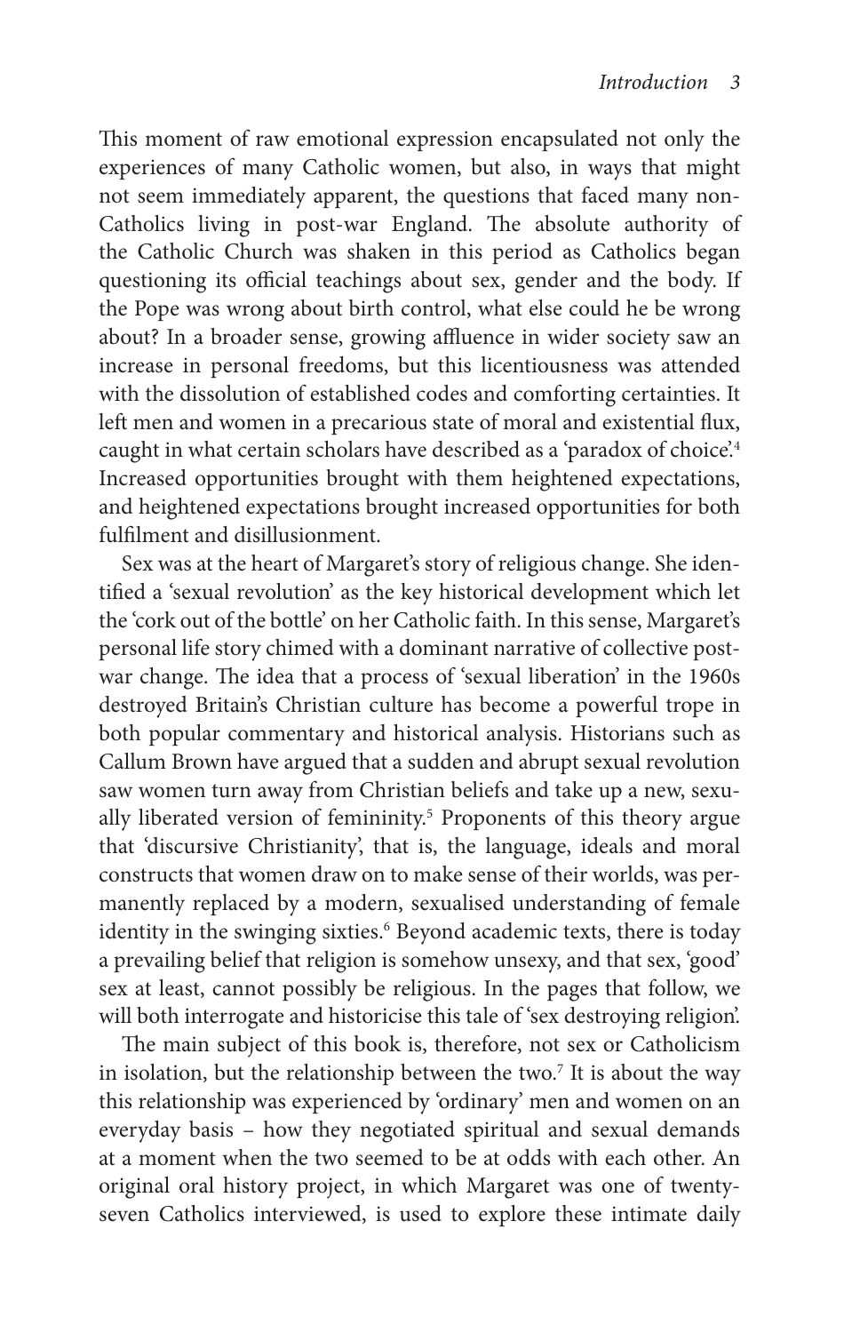This moment of raw emotional expression encapsulated not only the experiences of many Catholic women, but also, in ways that might not seem immediately apparent, the questions that faced many non-Catholics living in post-war England. The absolute authority of the Catholic Church was shaken in this period as Catholics began questioning its official teachings about sex, gender and the body. If the Pope was wrong about birth control, what else could he be wrong about? In a broader sense, growing affluence in wider society saw an increase in personal freedoms, but this licentiousness was attended with the dissolution of established codes and comforting certainties. It left men and women in a precarious state of moral and existential flux, caught in what certain scholars have described as a 'paradox of choice'.[4] Increased opportunities brought with them heightened expectations, and heightened expectations brought increased opportunities for both fulfilment and disillusionment.

Sex was at the heart of Margaret's story of religious change. She identified a 'sexual revolution' as the key historical development which let the 'cork out of the bottle' on her Catholic faith. In this sense, Margaret's personal life story chimed with a dominant narrative of collective post-war change. The idea that a process of 'sexual liberation' in the 1960s destroyed Britain's Christian culture has become a powerful trope in both popular commentary and historical analysis. Historians such as Callum Brown have argued that a sudden and abrupt sexual revolution saw women turn away from Christian beliefs and take up a new, sexually liberated version of femininity.[5] Proponents of this theory argue that 'discursive Christianity', that is, the language, ideals and moral constructs that women draw on to make sense of their worlds, was permanently replaced by a modern, sexualised understanding of female identity in the swinging sixties.[6] Beyond academic texts, there is today a prevailing belief that religion is somehow unsexy, and that sex, 'good' sex at least, cannot possibly be religious. In the pages that follow, we will both interrogate and historicise this tale of 'sex destroying religion'.

The main subject of this book is, therefore, not sex or Catholicism in isolation, but the relationship between the two.[7] It is about the way this relationship was experienced by 'ordinary' men and women on an everyday basis – how they negotiated spiritual and sexual demands at a moment when the two seemed to be at odds with each other. An original oral history project, in which Margaret was one of twenty-seven Catholics interviewed, is used to explore these intimate daily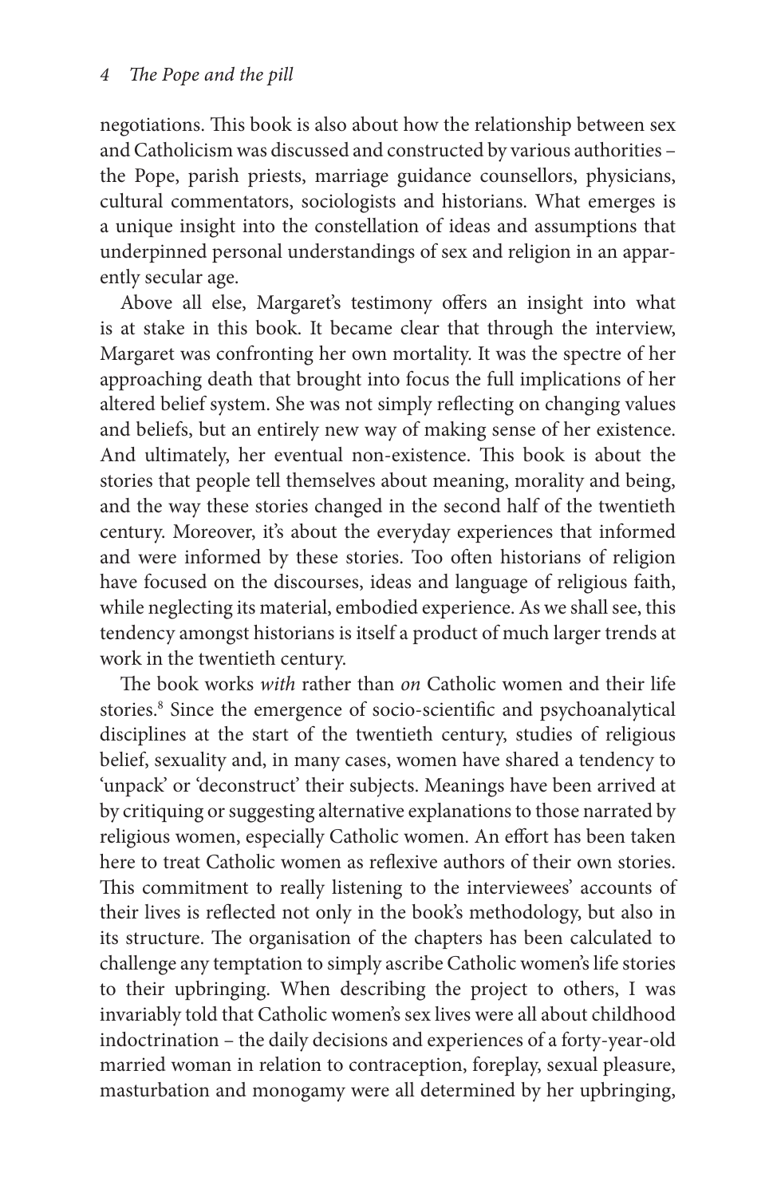negotiations. This book is also about how the relationship between sex and Catholicism was discussed and constructed by various authorities – the Pope, parish priests, marriage guidance counsellors, physicians, cultural commentators, sociologists and historians. What emerges is a unique insight into the constellation of ideas and assumptions that underpinned personal understandings of sex and religion in an apparently secular age.

Above all else, Margaret's testimony offers an insight into what is at stake in this book. It became clear that through the interview, Margaret was confronting her own mortality. It was the spectre of her approaching death that brought into focus the full implications of her altered belief system. She was not simply reflecting on changing values and beliefs, but an entirely new way of making sense of her existence. And ultimately, her eventual non-existence. This book is about the stories that people tell themselves about meaning, morality and being, and the way these stories changed in the second half of the twentieth century. Moreover, it's about the everyday experiences that informed and were informed by these stories. Too often historians of religion have focused on the discourses, ideas and language of religious faith, while neglecting its material, embodied experience. As we shall see, this tendency amongst historians is itself a product of much larger trends at work in the twentieth century.

The book works *with* rather than *on* Catholic women and their life stories.[8] Since the emergence of socio-scientific and psychoanalytical disciplines at the start of the twentieth century, studies of religious belief, sexuality and, in many cases, women have shared a tendency to 'unpack' or 'deconstruct' their subjects. Meanings have been arrived at by critiquing or suggesting alternative explanations to those narrated by religious women, especially Catholic women. An effort has been taken here to treat Catholic women as reflexive authors of their own stories. This commitment to really listening to the interviewees' accounts of their lives is reflected not only in the book's methodology, but also in its structure. The organisation of the chapters has been calculated to challenge any temptation to simply ascribe Catholic women's life stories to their upbringing. When describing the project to others, I was invariably told that Catholic women's sex lives were all about childhood indoctrination – the daily decisions and experiences of a forty-year-old married woman in relation to contraception, foreplay, sexual pleasure, masturbation and monogamy were all determined by her upbringing,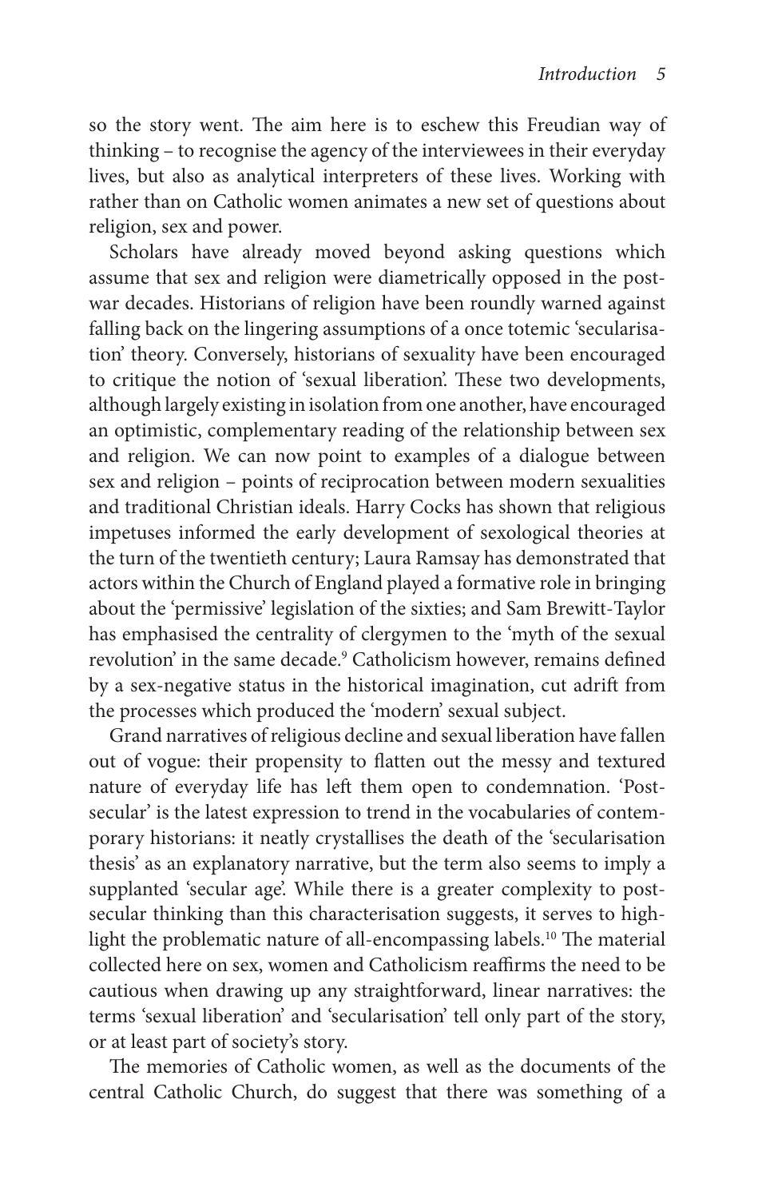so the story went. The aim here is to eschew this Freudian way of thinking – to recognise the agency of the interviewees in their everyday lives, but also as analytical interpreters of these lives. Working with rather than on Catholic women animates a new set of questions about religion, sex and power.

Scholars have already moved beyond asking questions which assume that sex and religion were diametrically opposed in the post-war decades. Historians of religion have been roundly warned against falling back on the lingering assumptions of a once totemic 'secularisation' theory. Conversely, historians of sexuality have been encouraged to critique the notion of 'sexual liberation'. These two developments, although largely existing in isolation from one another, have encouraged an optimistic, complementary reading of the relationship between sex and religion. We can now point to examples of a dialogue between sex and religion – points of reciprocation between modern sexualities and traditional Christian ideals. Harry Cocks has shown that religious impetuses informed the early development of sexological theories at the turn of the twentieth century; Laura Ramsay has demonstrated that actors within the Church of England played a formative role in bringing about the 'permissive' legislation of the sixties; and Sam Brewitt-Taylor has emphasised the centrality of clergymen to the 'myth of the sexual revolution' in the same decade.[9] Catholicism however, remains defined by a sex-negative status in the historical imagination, cut adrift from the processes which produced the 'modern' sexual subject.

Grand narratives of religious decline and sexual liberation have fallen out of vogue: their propensity to flatten out the messy and textured nature of everyday life has left them open to condemnation. 'Post-secular' is the latest expression to trend in the vocabularies of contemporary historians: it neatly crystallises the death of the 'secularisation thesis' as an explanatory narrative, but the term also seems to imply a supplanted 'secular age'. While there is a greater complexity to post-secular thinking than this characterisation suggests, it serves to highlight the problematic nature of all-encompassing labels.[10] The material collected here on sex, women and Catholicism reaffirms the need to be cautious when drawing up any straightforward, linear narratives: the terms 'sexual liberation' and 'secularisation' tell only part of the story, or at least part of society's story.

The memories of Catholic women, as well as the documents of the central Catholic Church, do suggest that there was something of a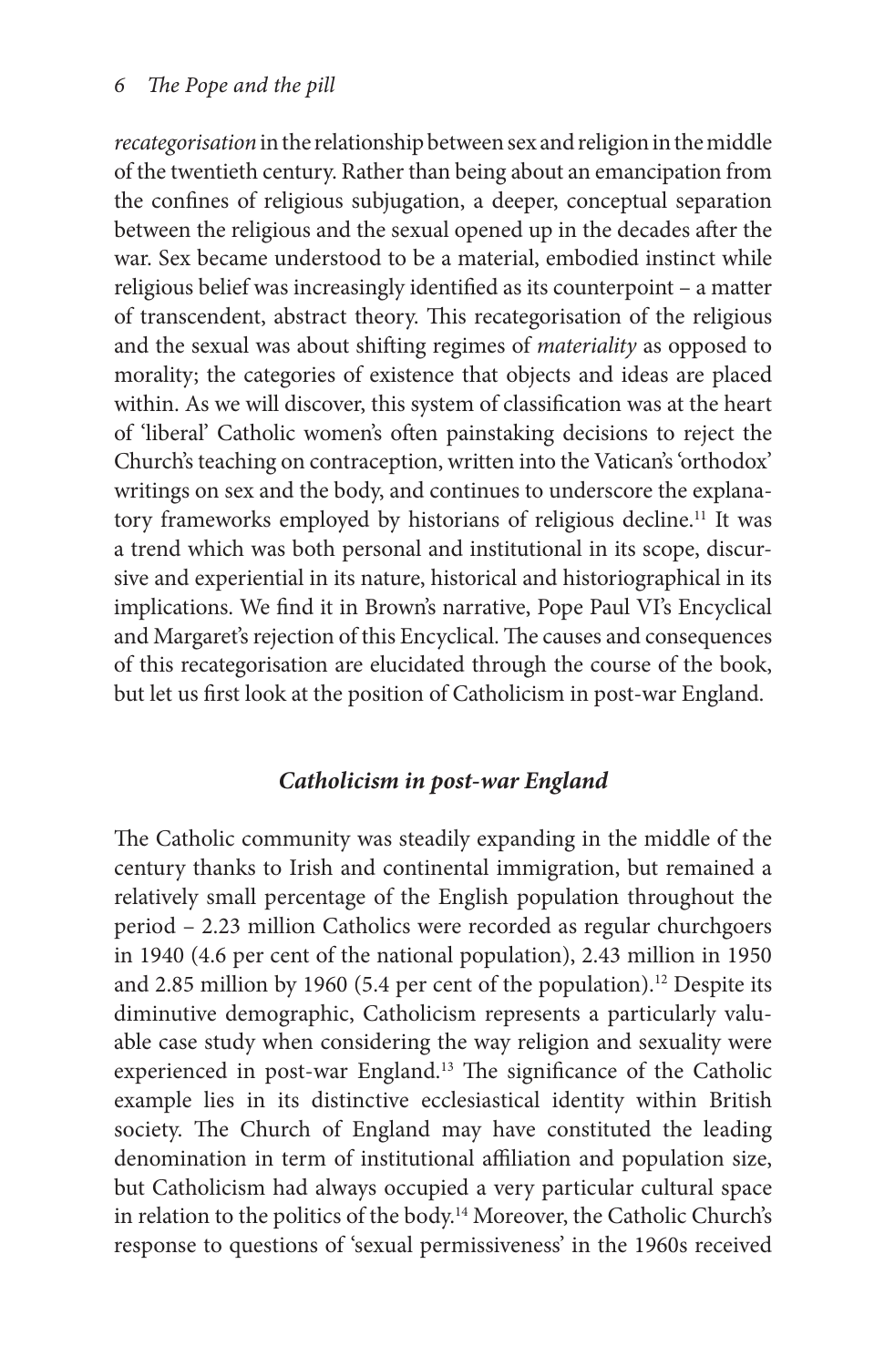*recategorisation* in the relationship between sex and religion in the middle of the twentieth century. Rather than being about an emancipation from the confines of religious subjugation, a deeper, conceptual separation between the religious and the sexual opened up in the decades after the war. Sex became understood to be a material, embodied instinct while religious belief was increasingly identified as its counterpoint – a matter of transcendent, abstract theory. This recategorisation of the religious and the sexual was about shifting regimes of *materiality* as opposed to morality; the categories of existence that objects and ideas are placed within. As we will discover, this system of classification was at the heart of 'liberal' Catholic women's often painstaking decisions to reject the Church's teaching on contraception, written into the Vatican's 'orthodox' writings on sex and the body, and continues to underscore the explanatory frameworks employed by historians of religious decline.[11] It was a trend which was both personal and institutional in its scope, discursive and experiential in its nature, historical and historiographical in its implications. We find it in Brown's narrative, Pope Paul VI's Encyclical and Margaret's rejection of this Encyclical. The causes and consequences of this recategorisation are elucidated through the course of the book, but let us first look at the position of Catholicism in post-war England.

### *Catholicism in post-war England*

The Catholic community was steadily expanding in the middle of the century thanks to Irish and continental immigration, but remained a relatively small percentage of the English population throughout the period – 2.23 million Catholics were recorded as regular churchgoers in 1940 (4.6 per cent of the national population), 2.43 million in 1950 and 2.85 million by 1960 (5.4 per cent of the population).[12] Despite its diminutive demographic, Catholicism represents a particularly valuable case study when considering the way religion and sexuality were experienced in post-war England.[13] The significance of the Catholic example lies in its distinctive ecclesiastical identity within British society. The Church of England may have constituted the leading denomination in term of institutional affiliation and population size, but Catholicism had always occupied a very particular cultural space in relation to the politics of the body.[14] Moreover, the Catholic Church's response to questions of 'sexual permissiveness' in the 1960s received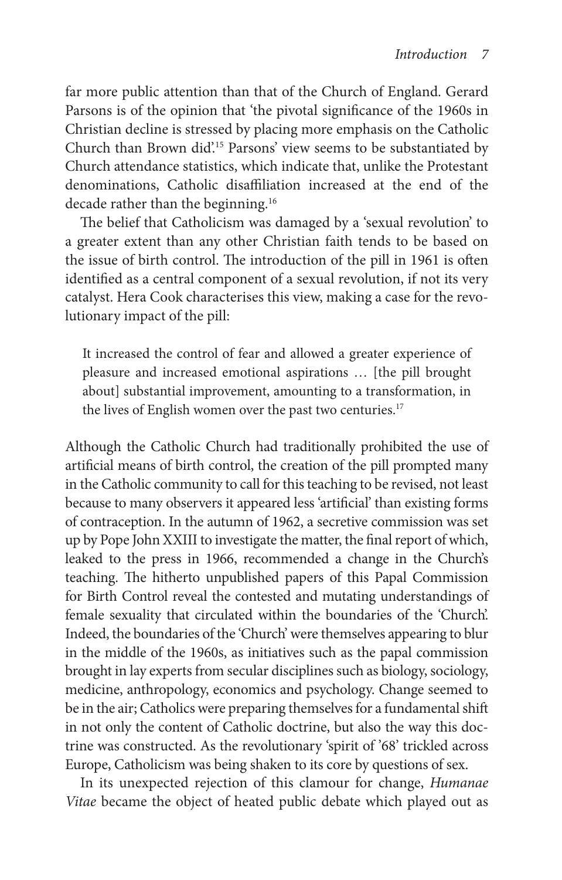far more public attention than that of the Church of England. Gerard Parsons is of the opinion that 'the pivotal significance of the 1960s in Christian decline is stressed by placing more emphasis on the Catholic Church than Brown did'.[15] Parsons' view seems to be substantiated by Church attendance statistics, which indicate that, unlike the Protestant denominations, Catholic disaffiliation increased at the end of the decade rather than the beginning.[16]

The belief that Catholicism was damaged by a 'sexual revolution' to a greater extent than any other Christian faith tends to be based on the issue of birth control. The introduction of the pill in 1961 is often identified as a central component of a sexual revolution, if not its very catalyst. Hera Cook characterises this view, making a case for the revolutionary impact of the pill:

> It increased the control of fear and allowed a greater experience of pleasure and increased emotional aspirations … [the pill brought about] substantial improvement, amounting to a transformation, in the lives of English women over the past two centuries.[17]

Although the Catholic Church had traditionally prohibited the use of artificial means of birth control, the creation of the pill prompted many in the Catholic community to call for this teaching to be revised, not least because to many observers it appeared less 'artificial' than existing forms of contraception. In the autumn of 1962, a secretive commission was set up by Pope John XXIII to investigate the matter, the final report of which, leaked to the press in 1966, recommended a change in the Church's teaching. The hitherto unpublished papers of this Papal Commission for Birth Control reveal the contested and mutating understandings of female sexuality that circulated within the boundaries of the 'Church'. Indeed, the boundaries of the 'Church' were themselves appearing to blur in the middle of the 1960s, as initiatives such as the papal commission brought in lay experts from secular disciplines such as biology, sociology, medicine, anthropology, economics and psychology. Change seemed to be in the air; Catholics were preparing themselves for a fundamental shift in not only the content of Catholic doctrine, but also the way this doctrine was constructed. As the revolutionary 'spirit of '68' trickled across Europe, Catholicism was being shaken to its core by questions of sex.

In its unexpected rejection of this clamour for change, *Humanae Vitae* became the object of heated public debate which played out as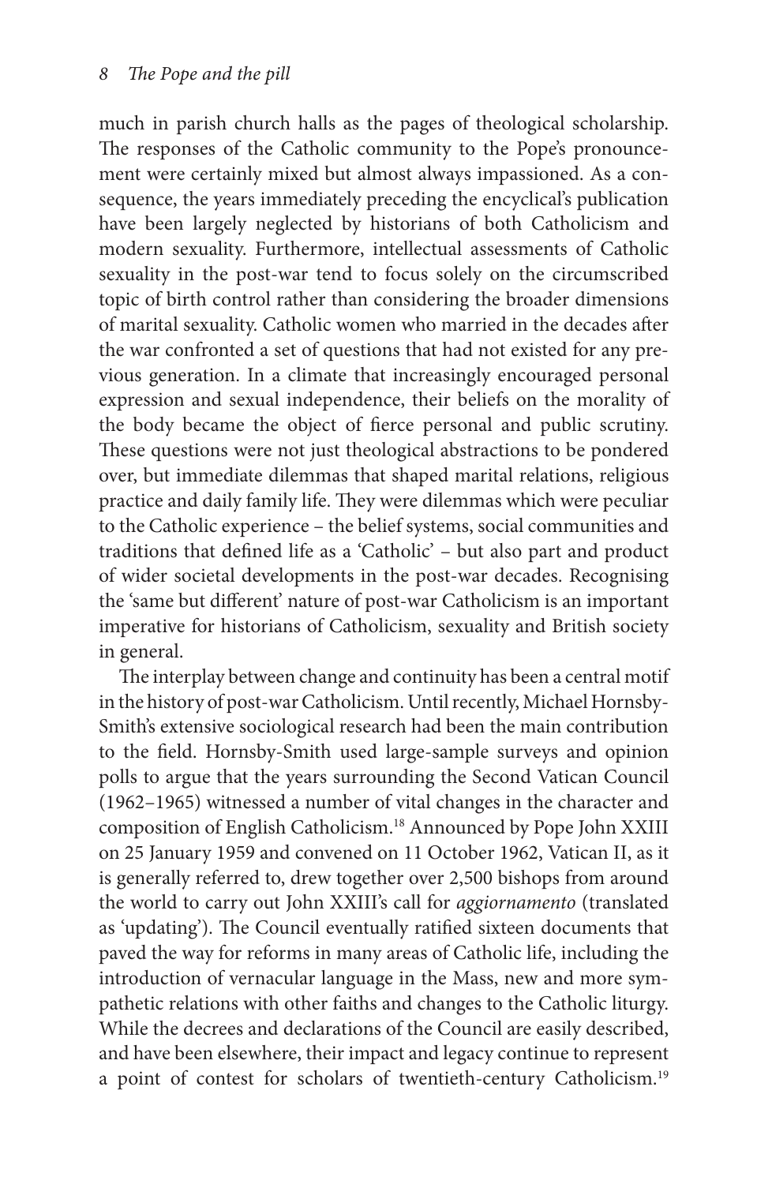much in parish church halls as the pages of theological scholarship. The responses of the Catholic community to the Pope's pronouncement were certainly mixed but almost always impassioned. As a consequence, the years immediately preceding the encyclical's publication have been largely neglected by historians of both Catholicism and modern sexuality. Furthermore, intellectual assessments of Catholic sexuality in the post-war tend to focus solely on the circumscribed topic of birth control rather than considering the broader dimensions of marital sexuality. Catholic women who married in the decades after the war confronted a set of questions that had not existed for any previous generation. In a climate that increasingly encouraged personal expression and sexual independence, their beliefs on the morality of the body became the object of fierce personal and public scrutiny. These questions were not just theological abstractions to be pondered over, but immediate dilemmas that shaped marital relations, religious practice and daily family life. They were dilemmas which were peculiar to the Catholic experience – the belief systems, social communities and traditions that defined life as a 'Catholic' – but also part and product of wider societal developments in the post-war decades. Recognising the 'same but different' nature of post-war Catholicism is an important imperative for historians of Catholicism, sexuality and British society in general.

The interplay between change and continuity has been a central motif in the history of post-war Catholicism. Until recently, Michael Hornsby-Smith's extensive sociological research had been the main contribution to the field. Hornsby-Smith used large-sample surveys and opinion polls to argue that the years surrounding the Second Vatican Council (1962–1965) witnessed a number of vital changes in the character and composition of English Catholicism.[18] Announced by Pope John XXIII on 25 January 1959 and convened on 11 October 1962, Vatican II, as it is generally referred to, drew together over 2,500 bishops from around the world to carry out John XXIII's call for *aggiornamento* (translated as 'updating'). The Council eventually ratified sixteen documents that paved the way for reforms in many areas of Catholic life, including the introduction of vernacular language in the Mass, new and more sympathetic relations with other faiths and changes to the Catholic liturgy. While the decrees and declarations of the Council are easily described, and have been elsewhere, their impact and legacy continue to represent a point of contest for scholars of twentieth-century Catholicism.[19]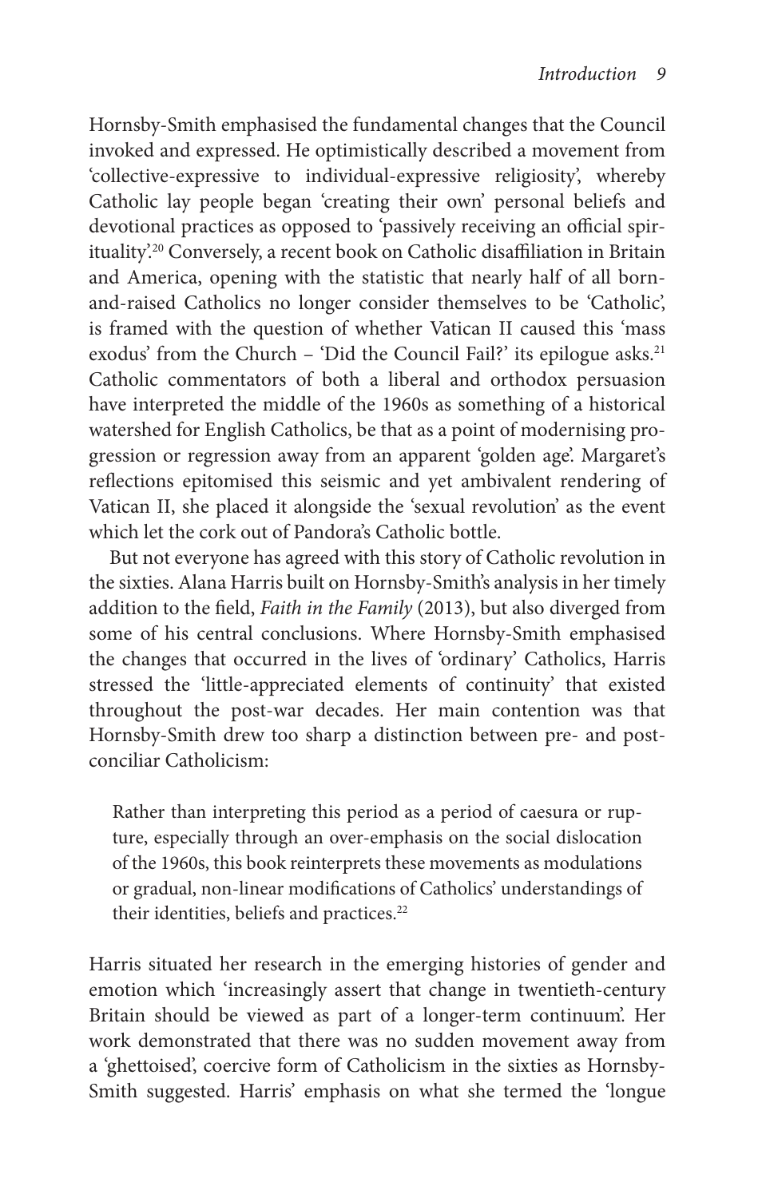Hornsby-Smith emphasised the fundamental changes that the Council invoked and expressed. He optimistically described a movement from 'collective-expressive to individual-expressive religiosity', whereby Catholic lay people began 'creating their own' personal beliefs and devotional practices as opposed to 'passively receiving an official spirituality'.[20] Conversely, a recent book on Catholic disaffiliation in Britain and America, opening with the statistic that nearly half of all born-and-raised Catholics no longer consider themselves to be 'Catholic', is framed with the question of whether Vatican II caused this 'mass exodus' from the Church – 'Did the Council Fail?' its epilogue asks.[21] Catholic commentators of both a liberal and orthodox persuasion have interpreted the middle of the 1960s as something of a historical watershed for English Catholics, be that as a point of modernising progression or regression away from an apparent 'golden age'. Margaret's reflections epitomised this seismic and yet ambivalent rendering of Vatican II, she placed it alongside the 'sexual revolution' as the event which let the cork out of Pandora's Catholic bottle.

But not everyone has agreed with this story of Catholic revolution in the sixties. Alana Harris built on Hornsby-Smith's analysis in her timely addition to the field, *Faith in the Family* (2013), but also diverged from some of his central conclusions. Where Hornsby-Smith emphasised the changes that occurred in the lives of 'ordinary' Catholics, Harris stressed the 'little-appreciated elements of continuity' that existed throughout the post-war decades. Her main contention was that Hornsby-Smith drew too sharp a distinction between pre- and post-conciliar Catholicism:

> Rather than interpreting this period as a period of caesura or rupture, especially through an over-emphasis on the social dislocation of the 1960s, this book reinterprets these movements as modulations or gradual, non-linear modifications of Catholics' understandings of their identities, beliefs and practices.[22]

Harris situated her research in the emerging histories of gender and emotion which 'increasingly assert that change in twentieth-century Britain should be viewed as part of a longer-term continuum'. Her work demonstrated that there was no sudden movement away from a 'ghettoised', coercive form of Catholicism in the sixties as Hornsby-Smith suggested. Harris' emphasis on what she termed the 'longue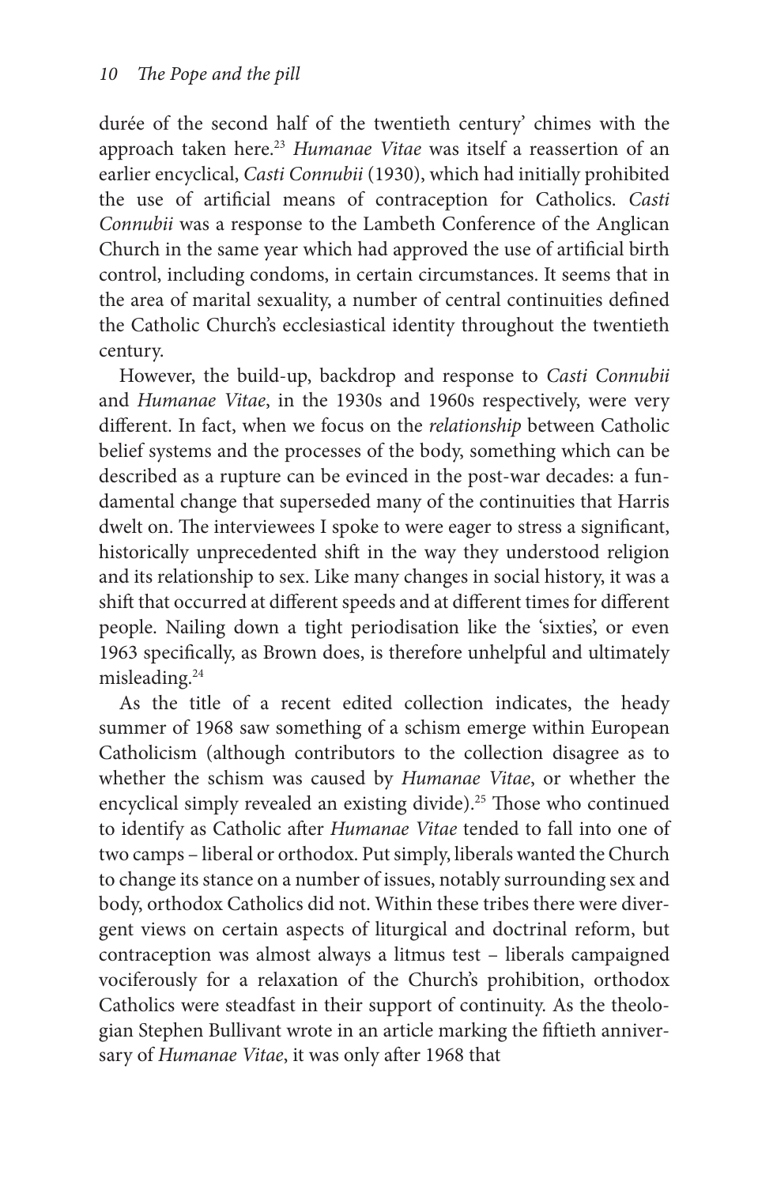durée of the second half of the twentieth century' chimes with the approach taken here.[23] *Humanae Vitae* was itself a reassertion of an earlier encyclical, *Casti Connubii* (1930), which had initially prohibited the use of artificial means of contraception for Catholics. *Casti Connubii* was a response to the Lambeth Conference of the Anglican Church in the same year which had approved the use of artificial birth control, including condoms, in certain circumstances. It seems that in the area of marital sexuality, a number of central continuities defined the Catholic Church's ecclesiastical identity throughout the twentieth century.

However, the build-up, backdrop and response to *Casti Connubii* and *Humanae Vitae*, in the 1930s and 1960s respectively, were very different. In fact, when we focus on the *relationship* between Catholic belief systems and the processes of the body, something which can be described as a rupture can be evinced in the post-war decades: a fundamental change that superseded many of the continuities that Harris dwelt on. The interviewees I spoke to were eager to stress a significant, historically unprecedented shift in the way they understood religion and its relationship to sex. Like many changes in social history, it was a shift that occurred at different speeds and at different times for different people. Nailing down a tight periodisation like the 'sixties', or even 1963 specifically, as Brown does, is therefore unhelpful and ultimately misleading.[24]

As the title of a recent edited collection indicates, the heady summer of 1968 saw something of a schism emerge within European Catholicism (although contributors to the collection disagree as to whether the schism was caused by *Humanae Vitae*, or whether the encyclical simply revealed an existing divide).[25] Those who continued to identify as Catholic after *Humanae Vitae* tended to fall into one of two camps – liberal or orthodox. Put simply, liberals wanted the Church to change its stance on a number of issues, notably surrounding sex and body, orthodox Catholics did not. Within these tribes there were divergent views on certain aspects of liturgical and doctrinal reform, but contraception was almost always a litmus test – liberals campaigned vociferously for a relaxation of the Church's prohibition, orthodox Catholics were steadfast in their support of continuity. As the theologian Stephen Bullivant wrote in an article marking the fiftieth anniversary of *Humanae Vitae*, it was only after 1968 that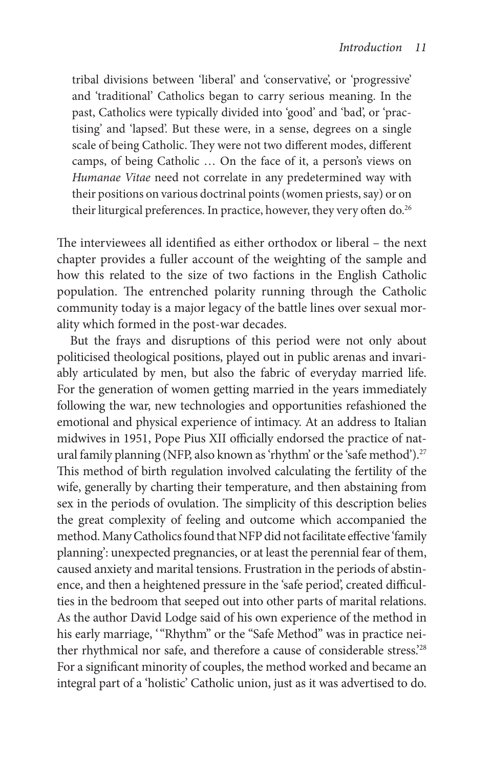> tribal divisions between 'liberal' and 'conservative', or 'progressive' and 'traditional' Catholics began to carry serious meaning. In the past, Catholics were typically divided into 'good' and 'bad', or 'practising' and 'lapsed'. But these were, in a sense, degrees on a single scale of being Catholic. They were not two different modes, different camps, of being Catholic … On the face of it, a person's views on *Humanae Vitae* need not correlate in any predetermined way with their positions on various doctrinal points (women priests, say) or on their liturgical preferences. In practice, however, they very often do.[26]

The interviewees all identified as either orthodox or liberal – the next chapter provides a fuller account of the weighting of the sample and how this related to the size of two factions in the English Catholic population. The entrenched polarity running through the Catholic community today is a major legacy of the battle lines over sexual morality which formed in the post-war decades.

But the frays and disruptions of this period were not only about politicised theological positions, played out in public arenas and invariably articulated by men, but also the fabric of everyday married life. For the generation of women getting married in the years immediately following the war, new technologies and opportunities refashioned the emotional and physical experience of intimacy. At an address to Italian midwives in 1951, Pope Pius XII officially endorsed the practice of natural family planning (NFP, also known as 'rhythm' or the 'safe method').[27] This method of birth regulation involved calculating the fertility of the wife, generally by charting their temperature, and then abstaining from sex in the periods of ovulation. The simplicity of this description belies the great complexity of feeling and outcome which accompanied the method. Many Catholics found that NFP did not facilitate effective 'family planning': unexpected pregnancies, or at least the perennial fear of them, caused anxiety and marital tensions. Frustration in the periods of abstinence, and then a heightened pressure in the 'safe period', created difficulties in the bedroom that seeped out into other parts of marital relations. As the author David Lodge said of his own experience of the method in his early marriage, '"Rhythm" or the "Safe Method" was in practice neither rhythmical nor safe, and therefore a cause of considerable stress.'[28] For a significant minority of couples, the method worked and became an integral part of a 'holistic' Catholic union, just as it was advertised to do.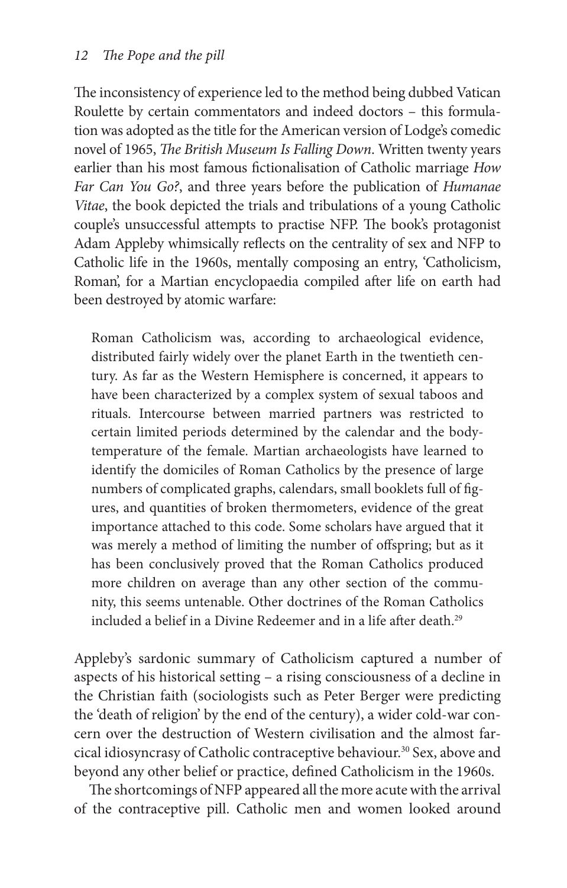The inconsistency of experience led to the method being dubbed Vatican Roulette by certain commentators and indeed doctors – this formulation was adopted as the title for the American version of Lodge's comedic novel of 1965, *The British Museum Is Falling Down*. Written twenty years earlier than his most famous fictionalisation of Catholic marriage *How Far Can You Go?*, and three years before the publication of *Humanae Vitae*, the book depicted the trials and tribulations of a young Catholic couple's unsuccessful attempts to practise NFP. The book's protagonist Adam Appleby whimsically reflects on the centrality of sex and NFP to Catholic life in the 1960s, mentally composing an entry, 'Catholicism, Roman', for a Martian encyclopaedia compiled after life on earth had been destroyed by atomic warfare:

> Roman Catholicism was, according to archaeological evidence, distributed fairly widely over the planet Earth in the twentieth century. As far as the Western Hemisphere is concerned, it appears to have been characterized by a complex system of sexual taboos and rituals. Intercourse between married partners was restricted to certain limited periods determined by the calendar and the body-temperature of the female. Martian archaeologists have learned to identify the domiciles of Roman Catholics by the presence of large numbers of complicated graphs, calendars, small booklets full of figures, and quantities of broken thermometers, evidence of the great importance attached to this code. Some scholars have argued that it was merely a method of limiting the number of offspring; but as it has been conclusively proved that the Roman Catholics produced more children on average than any other section of the community, this seems untenable. Other doctrines of the Roman Catholics included a belief in a Divine Redeemer and in a life after death.[29]

Appleby's sardonic summary of Catholicism captured a number of aspects of his historical setting – a rising consciousness of a decline in the Christian faith (sociologists such as Peter Berger were predicting the 'death of religion' by the end of the century), a wider cold-war concern over the destruction of Western civilisation and the almost farcical idiosyncrasy of Catholic contraceptive behaviour.[30] Sex, above and beyond any other belief or practice, defined Catholicism in the 1960s.

The shortcomings of NFP appeared all the more acute with the arrival of the contraceptive pill. Catholic men and women looked around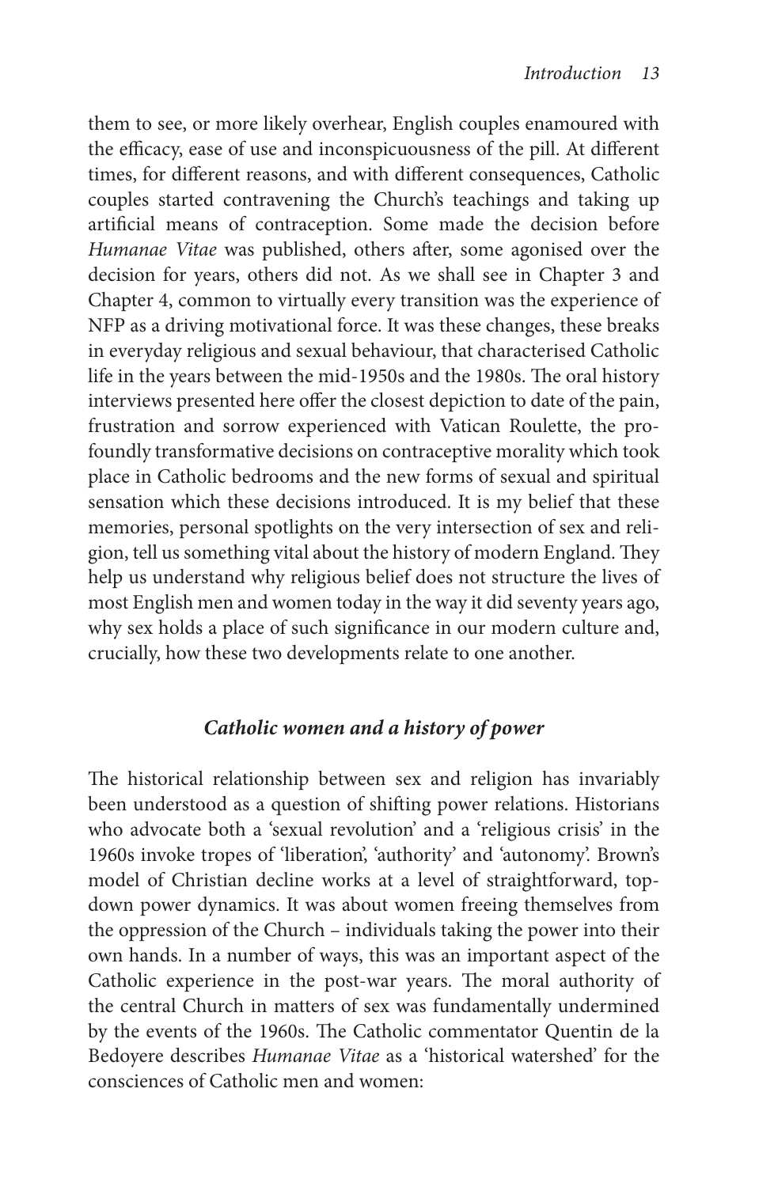them to see, or more likely overhear, English couples enamoured with the efficacy, ease of use and inconspicuousness of the pill. At different times, for different reasons, and with different consequences, Catholic couples started contravening the Church's teachings and taking up artificial means of contraception. Some made the decision before *Humanae Vitae* was published, others after, some agonised over the decision for years, others did not. As we shall see in Chapter 3 and Chapter 4, common to virtually every transition was the experience of NFP as a driving motivational force. It was these changes, these breaks in everyday religious and sexual behaviour, that characterised Catholic life in the years between the mid-1950s and the 1980s. The oral history interviews presented here offer the closest depiction to date of the pain, frustration and sorrow experienced with Vatican Roulette, the profoundly transformative decisions on contraceptive morality which took place in Catholic bedrooms and the new forms of sexual and spiritual sensation which these decisions introduced. It is my belief that these memories, personal spotlights on the very intersection of sex and religion, tell us something vital about the history of modern England. They help us understand why religious belief does not structure the lives of most English men and women today in the way it did seventy years ago, why sex holds a place of such significance in our modern culture and, crucially, how these two developments relate to one another.

### *Catholic women and a history of power*

The historical relationship between sex and religion has invariably been understood as a question of shifting power relations. Historians who advocate both a 'sexual revolution' and a 'religious crisis' in the 1960s invoke tropes of 'liberation', 'authority' and 'autonomy'. Brown's model of Christian decline works at a level of straightforward, top-down power dynamics. It was about women freeing themselves from the oppression of the Church – individuals taking the power into their own hands. In a number of ways, this was an important aspect of the Catholic experience in the post-war years. The moral authority of the central Church in matters of sex was fundamentally undermined by the events of the 1960s. The Catholic commentator Quentin de la Bedoyere describes *Humanae Vitae* as a 'historical watershed' for the consciences of Catholic men and women: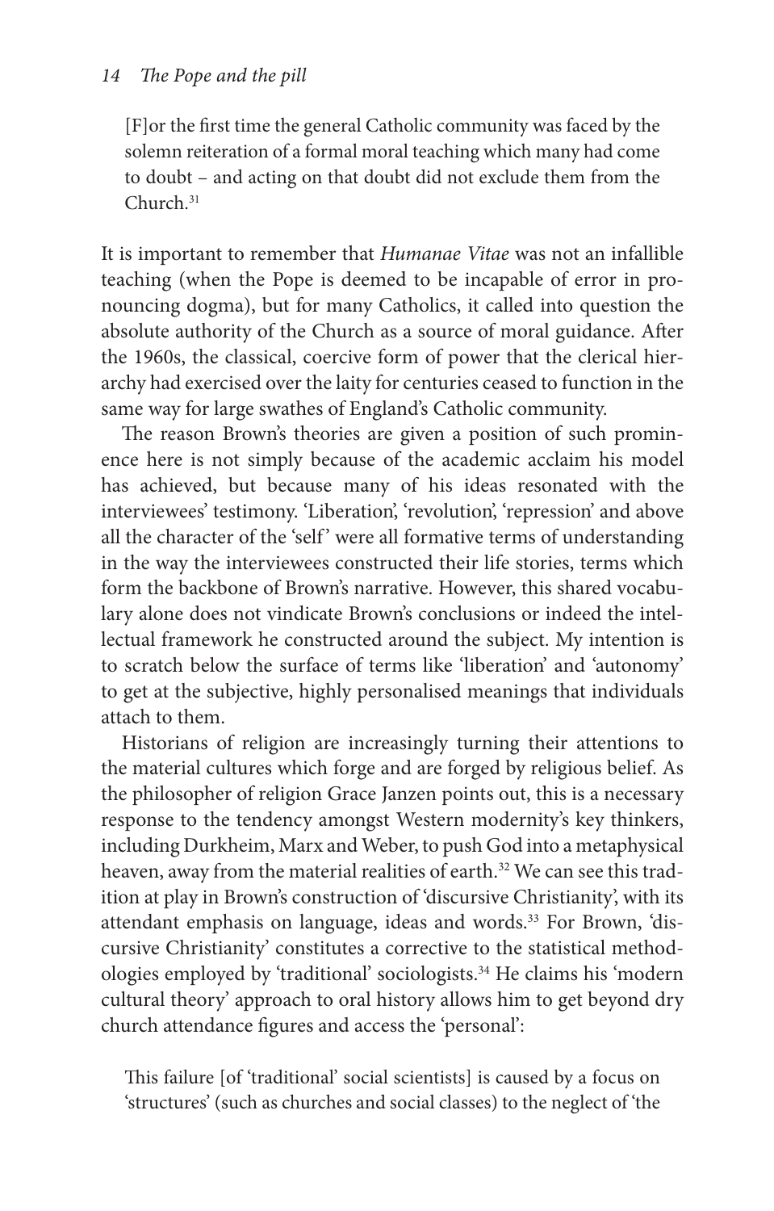> [F]or the first time the general Catholic community was faced by the solemn reiteration of a formal moral teaching which many had come to doubt – and acting on that doubt did not exclude them from the Church.[31]

It is important to remember that *Humanae Vitae* was not an infallible teaching (when the Pope is deemed to be incapable of error in pronouncing dogma), but for many Catholics, it called into question the absolute authority of the Church as a source of moral guidance. After the 1960s, the classical, coercive form of power that the clerical hierarchy had exercised over the laity for centuries ceased to function in the same way for large swathes of England's Catholic community.

The reason Brown's theories are given a position of such prominence here is not simply because of the academic acclaim his model has achieved, but because many of his ideas resonated with the interviewees' testimony. 'Liberation', 'revolution', 'repression' and above all the character of the 'self' were all formative terms of understanding in the way the interviewees constructed their life stories, terms which form the backbone of Brown's narrative. However, this shared vocabulary alone does not vindicate Brown's conclusions or indeed the intellectual framework he constructed around the subject. My intention is to scratch below the surface of terms like 'liberation' and 'autonomy' to get at the subjective, highly personalised meanings that individuals attach to them.

Historians of religion are increasingly turning their attentions to the material cultures which forge and are forged by religious belief. As the philosopher of religion Grace Janzen points out, this is a necessary response to the tendency amongst Western modernity's key thinkers, including Durkheim, Marx and Weber, to push God into a metaphysical heaven, away from the material realities of earth.[32] We can see this tradition at play in Brown's construction of 'discursive Christianity', with its attendant emphasis on language, ideas and words.[33] For Brown, 'discursive Christianity' constitutes a corrective to the statistical methodologies employed by 'traditional' sociologists.[34] He claims his 'modern cultural theory' approach to oral history allows him to get beyond dry church attendance figures and access the 'personal':

> This failure [of 'traditional' social scientists] is caused by a focus on 'structures' (such as churches and social classes) to the neglect of 'the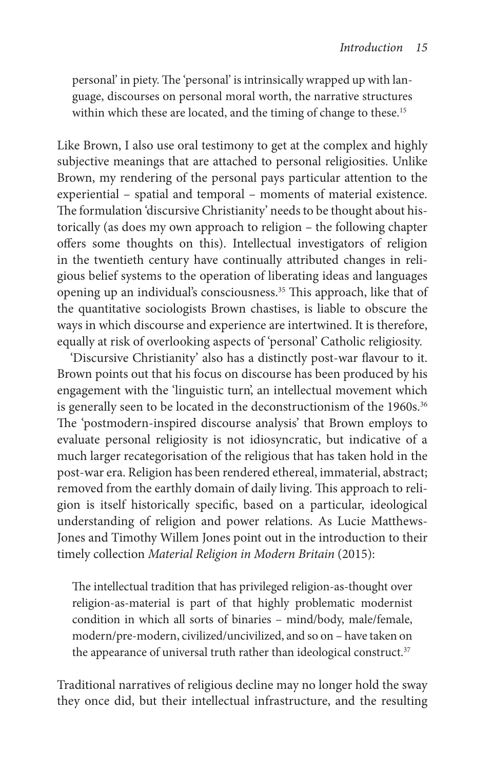> personal' in piety. The 'personal' is intrinsically wrapped up with language, discourses on personal moral worth, the narrative structures within which these are located, and the timing of change to these.[15]

Like Brown, I also use oral testimony to get at the complex and highly subjective meanings that are attached to personal religiosities. Unlike Brown, my rendering of the personal pays particular attention to the experiential – spatial and temporal – moments of material existence. The formulation 'discursive Christianity' needs to be thought about historically (as does my own approach to religion – the following chapter offers some thoughts on this). Intellectual investigators of religion in the twentieth century have continually attributed changes in religious belief systems to the operation of liberating ideas and languages opening up an individual's consciousness.[35] This approach, like that of the quantitative sociologists Brown chastises, is liable to obscure the ways in which discourse and experience are intertwined. It is therefore, equally at risk of overlooking aspects of 'personal' Catholic religiosity.

'Discursive Christianity' also has a distinctly post-war flavour to it. Brown points out that his focus on discourse has been produced by his engagement with the 'linguistic turn', an intellectual movement which is generally seen to be located in the deconstructionism of the 1960s.[36] The 'postmodern-inspired discourse analysis' that Brown employs to evaluate personal religiosity is not idiosyncratic, but indicative of a much larger recategorisation of the religious that has taken hold in the post-war era. Religion has been rendered ethereal, immaterial, abstract; removed from the earthly domain of daily living. This approach to religion is itself historically specific, based on a particular, ideological understanding of religion and power relations. As Lucie Matthews-Jones and Timothy Willem Jones point out in the introduction to their timely collection *Material Religion in Modern Britain* (2015):

> The intellectual tradition that has privileged religion-as-thought over religion-as-material is part of that highly problematic modernist condition in which all sorts of binaries – mind/body, male/female, modern/pre-modern, civilized/uncivilized, and so on – have taken on the appearance of universal truth rather than ideological construct.[37]

Traditional narratives of religious decline may no longer hold the sway they once did, but their intellectual infrastructure, and the resulting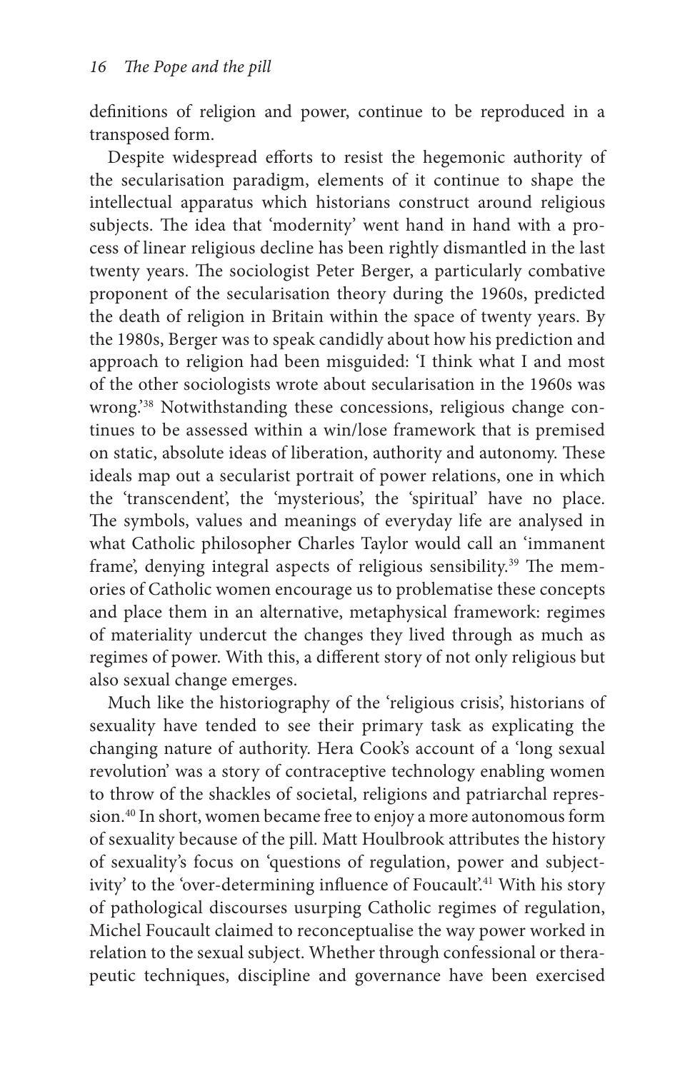definitions of religion and power, continue to be reproduced in a transposed form.

Despite widespread efforts to resist the hegemonic authority of the secularisation paradigm, elements of it continue to shape the intellectual apparatus which historians construct around religious subjects. The idea that 'modernity' went hand in hand with a process of linear religious decline has been rightly dismantled in the last twenty years. The sociologist Peter Berger, a particularly combative proponent of the secularisation theory during the 1960s, predicted the death of religion in Britain within the space of twenty years. By the 1980s, Berger was to speak candidly about how his prediction and approach to religion had been misguided: 'I think what I and most of the other sociologists wrote about secularisation in the 1960s was wrong.'[38] Notwithstanding these concessions, religious change continues to be assessed within a win/lose framework that is premised on static, absolute ideas of liberation, authority and autonomy. These ideals map out a secularist portrait of power relations, one in which the 'transcendent', the 'mysterious', the 'spiritual' have no place. The symbols, values and meanings of everyday life are analysed in what Catholic philosopher Charles Taylor would call an 'immanent frame', denying integral aspects of religious sensibility.[39] The memories of Catholic women encourage us to problematise these concepts and place them in an alternative, metaphysical framework: regimes of materiality undercut the changes they lived through as much as regimes of power. With this, a different story of not only religious but also sexual change emerges.

Much like the historiography of the 'religious crisis', historians of sexuality have tended to see their primary task as explicating the changing nature of authority. Hera Cook's account of a 'long sexual revolution' was a story of contraceptive technology enabling women to throw of the shackles of societal, religions and patriarchal repression.[40] In short, women became free to enjoy a more autonomous form of sexuality because of the pill. Matt Houlbrook attributes the history of sexuality's focus on 'questions of regulation, power and subjectivity' to the 'over-determining influence of Foucault'.[41] With his story of pathological discourses usurping Catholic regimes of regulation, Michel Foucault claimed to reconceptualise the way power worked in relation to the sexual subject. Whether through confessional or therapeutic techniques, discipline and governance have been exercised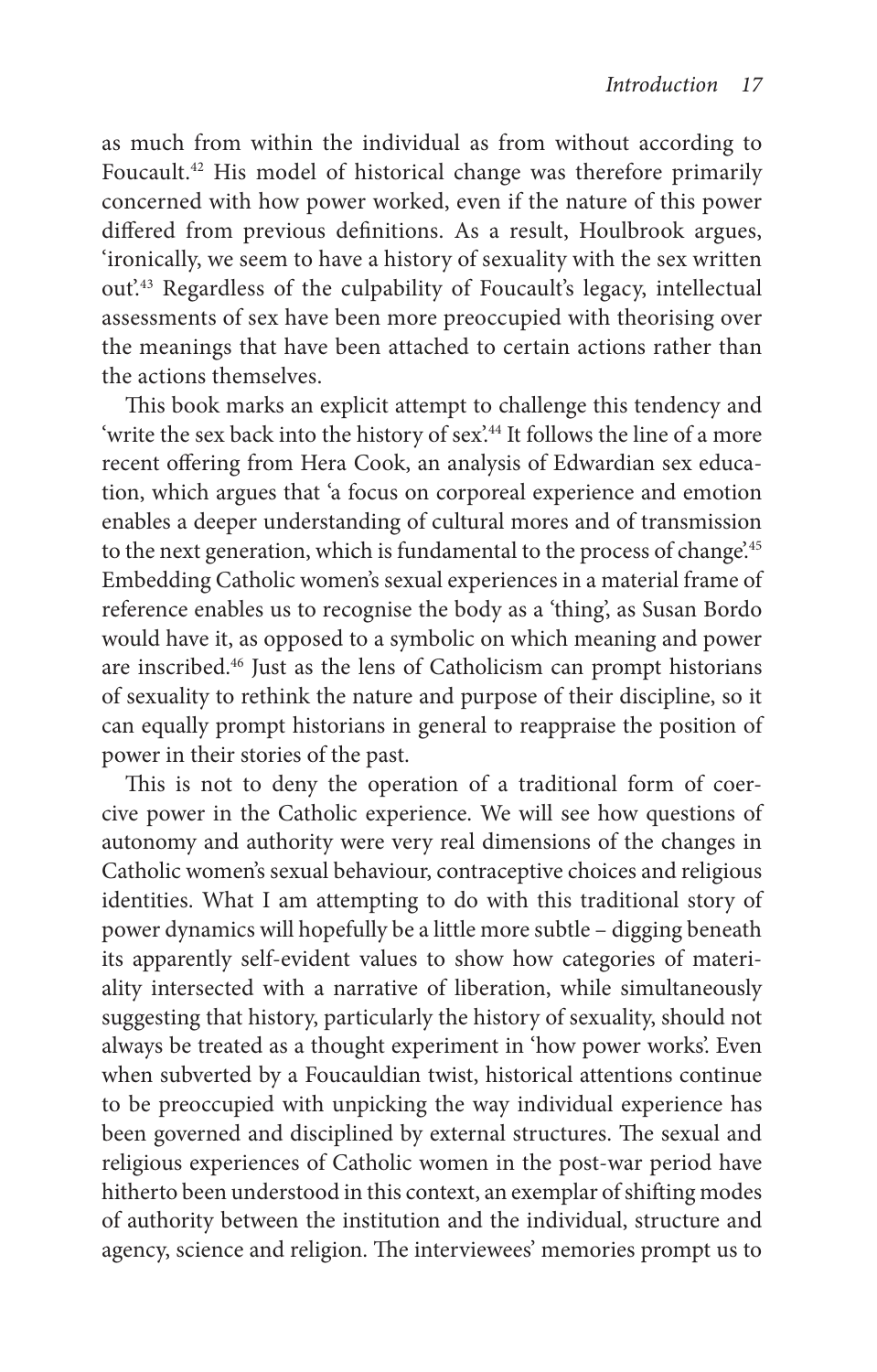as much from within the individual as from without according to Foucault.[42] His model of historical change was therefore primarily concerned with how power worked, even if the nature of this power differed from previous definitions. As a result, Houlbrook argues, 'ironically, we seem to have a history of sexuality with the sex written out'.[43] Regardless of the culpability of Foucault's legacy, intellectual assessments of sex have been more preoccupied with theorising over the meanings that have been attached to certain actions rather than the actions themselves.

This book marks an explicit attempt to challenge this tendency and 'write the sex back into the history of sex'.[44] It follows the line of a more recent offering from Hera Cook, an analysis of Edwardian sex education, which argues that 'a focus on corporeal experience and emotion enables a deeper understanding of cultural mores and of transmission to the next generation, which is fundamental to the process of change'.[45] Embedding Catholic women's sexual experiences in a material frame of reference enables us to recognise the body as a 'thing', as Susan Bordo would have it, as opposed to a symbolic on which meaning and power are inscribed.[46] Just as the lens of Catholicism can prompt historians of sexuality to rethink the nature and purpose of their discipline, so it can equally prompt historians in general to reappraise the position of power in their stories of the past.

This is not to deny the operation of a traditional form of coercive power in the Catholic experience. We will see how questions of autonomy and authority were very real dimensions of the changes in Catholic women's sexual behaviour, contraceptive choices and religious identities. What I am attempting to do with this traditional story of power dynamics will hopefully be a little more subtle – digging beneath its apparently self-evident values to show how categories of materiality intersected with a narrative of liberation, while simultaneously suggesting that history, particularly the history of sexuality, should not always be treated as a thought experiment in 'how power works'. Even when subverted by a Foucauldian twist, historical attentions continue to be preoccupied with unpicking the way individual experience has been governed and disciplined by external structures. The sexual and religious experiences of Catholic women in the post-war period have hitherto been understood in this context, an exemplar of shifting modes of authority between the institution and the individual, structure and agency, science and religion. The interviewees' memories prompt us to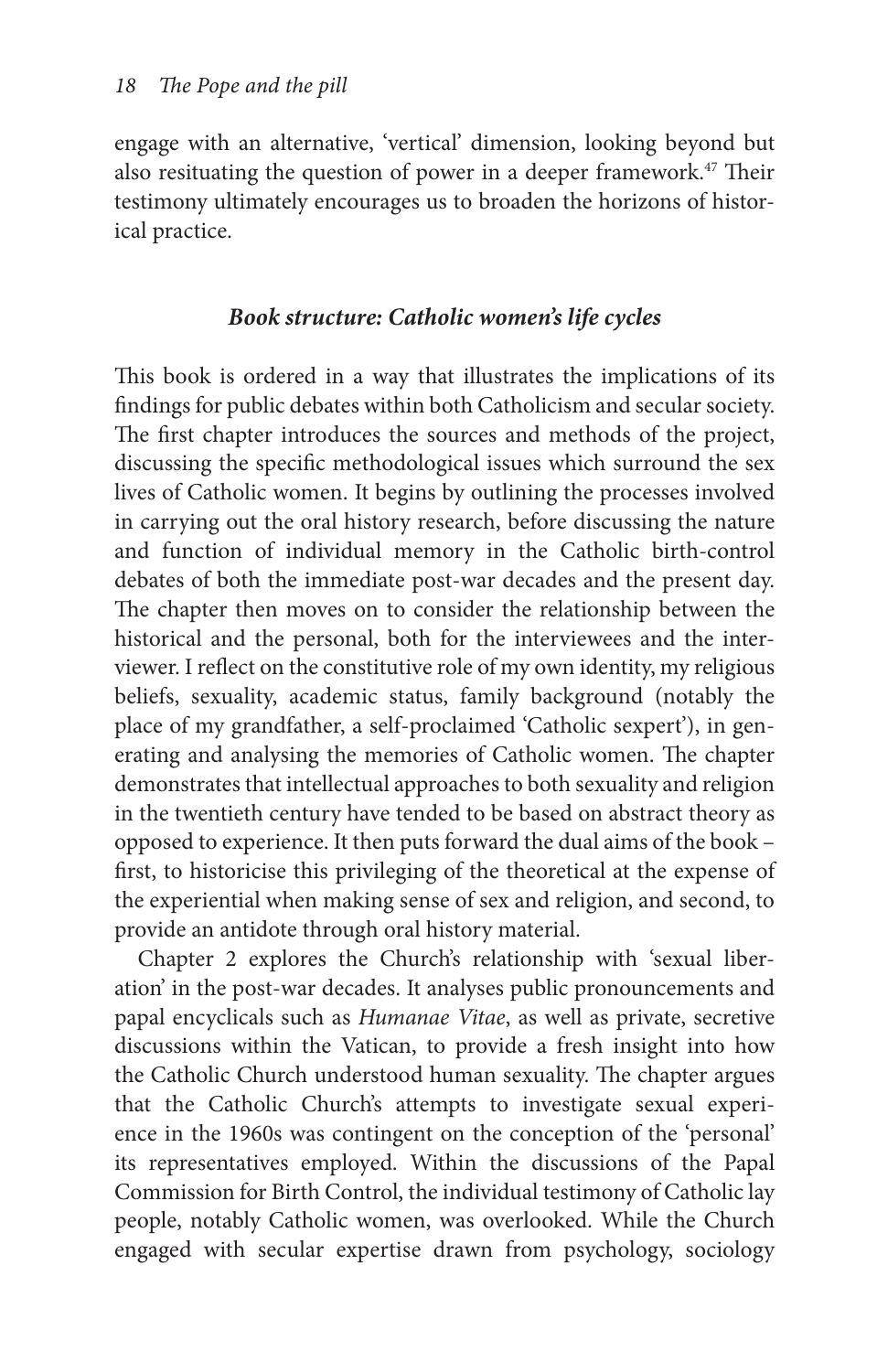engage with an alternative, 'vertical' dimension, looking beyond but also resituating the question of power in a deeper framework.[47] Their testimony ultimately encourages us to broaden the horizons of historical practice.

### *Book structure: Catholic women's life cycles*

This book is ordered in a way that illustrates the implications of its findings for public debates within both Catholicism and secular society. The first chapter introduces the sources and methods of the project, discussing the specific methodological issues which surround the sex lives of Catholic women. It begins by outlining the processes involved in carrying out the oral history research, before discussing the nature and function of individual memory in the Catholic birth-control debates of both the immediate post-war decades and the present day. The chapter then moves on to consider the relationship between the historical and the personal, both for the interviewees and the interviewer. I reflect on the constitutive role of my own identity, my religious beliefs, sexuality, academic status, family background (notably the place of my grandfather, a self-proclaimed 'Catholic sexpert'), in generating and analysing the memories of Catholic women. The chapter demonstrates that intellectual approaches to both sexuality and religion in the twentieth century have tended to be based on abstract theory as opposed to experience. It then puts forward the dual aims of the book – first, to historicise this privileging of the theoretical at the expense of the experiential when making sense of sex and religion, and second, to provide an antidote through oral history material.

Chapter 2 explores the Church's relationship with 'sexual liberation' in the post-war decades. It analyses public pronouncements and papal encyclicals such as *Humanae Vitae*, as well as private, secretive discussions within the Vatican, to provide a fresh insight into how the Catholic Church understood human sexuality. The chapter argues that the Catholic Church's attempts to investigate sexual experience in the 1960s was contingent on the conception of the 'personal' its representatives employed. Within the discussions of the Papal Commission for Birth Control, the individual testimony of Catholic lay people, notably Catholic women, was overlooked. While the Church engaged with secular expertise drawn from psychology, sociology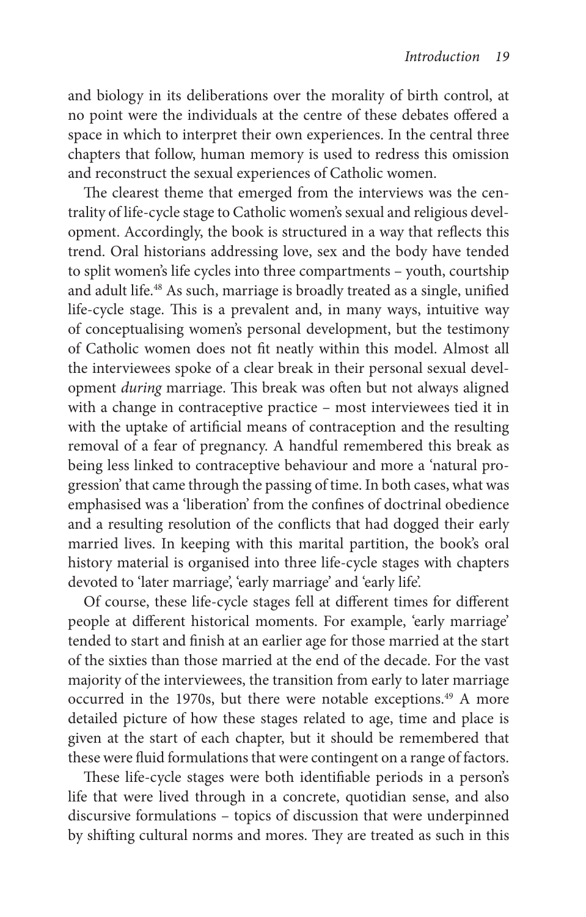and biology in its deliberations over the morality of birth control, at no point were the individuals at the centre of these debates offered a space in which to interpret their own experiences. In the central three chapters that follow, human memory is used to redress this omission and reconstruct the sexual experiences of Catholic women.

The clearest theme that emerged from the interviews was the centrality of life-cycle stage to Catholic women's sexual and religious development. Accordingly, the book is structured in a way that reflects this trend. Oral historians addressing love, sex and the body have tended to split women's life cycles into three compartments – youth, courtship and adult life.[48] As such, marriage is broadly treated as a single, unified life-cycle stage. This is a prevalent and, in many ways, intuitive way of conceptualising women's personal development, but the testimony of Catholic women does not fit neatly within this model. Almost all the interviewees spoke of a clear break in their personal sexual development *during* marriage. This break was often but not always aligned with a change in contraceptive practice – most interviewees tied it in with the uptake of artificial means of contraception and the resulting removal of a fear of pregnancy. A handful remembered this break as being less linked to contraceptive behaviour and more a 'natural progression' that came through the passing of time. In both cases, what was emphasised was a 'liberation' from the confines of doctrinal obedience and a resulting resolution of the conflicts that had dogged their early married lives. In keeping with this marital partition, the book's oral history material is organised into three life-cycle stages with chapters devoted to 'later marriage', 'early marriage' and 'early life'.

Of course, these life-cycle stages fell at different times for different people at different historical moments. For example, 'early marriage' tended to start and finish at an earlier age for those married at the start of the sixties than those married at the end of the decade. For the vast majority of the interviewees, the transition from early to later marriage occurred in the 1970s, but there were notable exceptions.[49] A more detailed picture of how these stages related to age, time and place is given at the start of each chapter, but it should be remembered that these were fluid formulations that were contingent on a range of factors.

These life-cycle stages were both identifiable periods in a person's life that were lived through in a concrete, quotidian sense, and also discursive formulations – topics of discussion that were underpinned by shifting cultural norms and mores. They are treated as such in this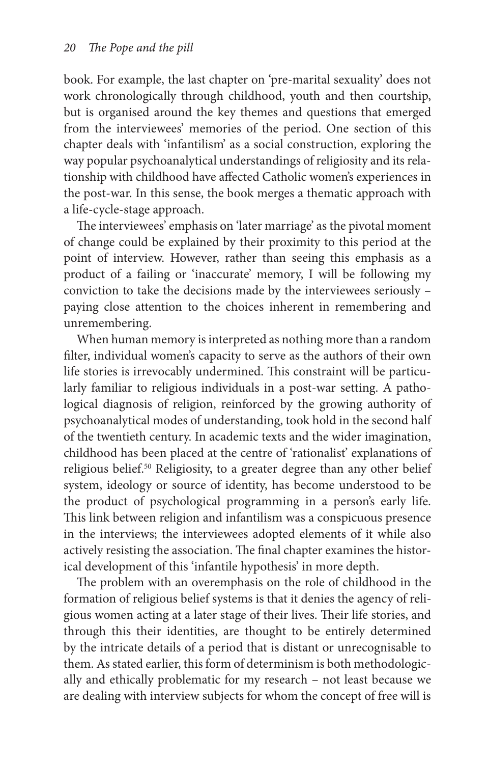book. For example, the last chapter on 'pre-marital sexuality' does not work chronologically through childhood, youth and then courtship, but is organised around the key themes and questions that emerged from the interviewees' memories of the period. One section of this chapter deals with 'infantilism' as a social construction, exploring the way popular psychoanalytical understandings of religiosity and its relationship with childhood have affected Catholic women's experiences in the post-war. In this sense, the book merges a thematic approach with a life-cycle-stage approach.

The interviewees' emphasis on 'later marriage' as the pivotal moment of change could be explained by their proximity to this period at the point of interview. However, rather than seeing this emphasis as a product of a failing or 'inaccurate' memory, I will be following my conviction to take the decisions made by the interviewees seriously – paying close attention to the choices inherent in remembering and unremembering.

When human memory is interpreted as nothing more than a random filter, individual women's capacity to serve as the authors of their own life stories is irrevocably undermined. This constraint will be particularly familiar to religious individuals in a post-war setting. A pathological diagnosis of religion, reinforced by the growing authority of psychoanalytical modes of understanding, took hold in the second half of the twentieth century. In academic texts and the wider imagination, childhood has been placed at the centre of 'rationalist' explanations of religious belief.[50] Religiosity, to a greater degree than any other belief system, ideology or source of identity, has become understood to be the product of psychological programming in a person's early life. This link between religion and infantilism was a conspicuous presence in the interviews; the interviewees adopted elements of it while also actively resisting the association. The final chapter examines the historical development of this 'infantile hypothesis' in more depth.

The problem with an overemphasis on the role of childhood in the formation of religious belief systems is that it denies the agency of religious women acting at a later stage of their lives. Their life stories, and through this their identities, are thought to be entirely determined by the intricate details of a period that is distant or unrecognisable to them. As stated earlier, this form of determinism is both methodologically and ethically problematic for my research – not least because we are dealing with interview subjects for whom the concept of free will is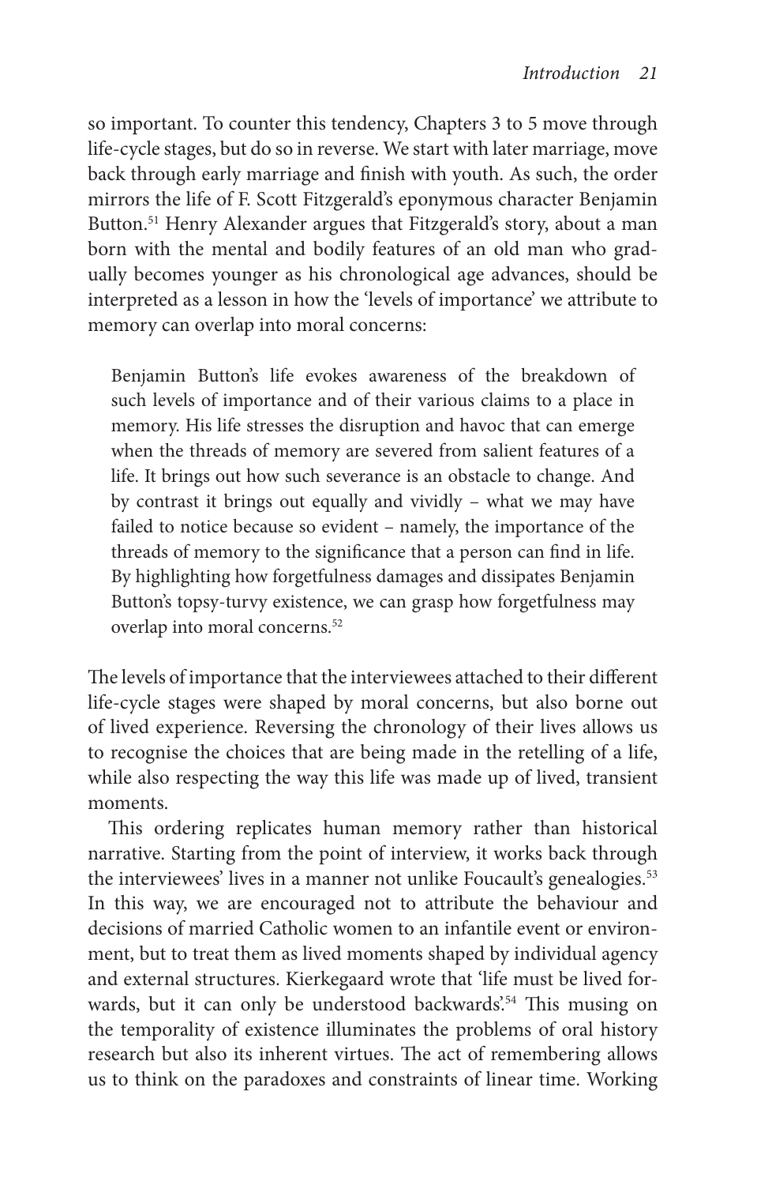so important. To counter this tendency, Chapters 3 to 5 move through life-cycle stages, but do so in reverse. We start with later marriage, move back through early marriage and finish with youth. As such, the order mirrors the life of F. Scott Fitzgerald's eponymous character Benjamin Button.[51] Henry Alexander argues that Fitzgerald's story, about a man born with the mental and bodily features of an old man who gradually becomes younger as his chronological age advances, should be interpreted as a lesson in how the 'levels of importance' we attribute to memory can overlap into moral concerns:

> Benjamin Button's life evokes awareness of the breakdown of such levels of importance and of their various claims to a place in memory. His life stresses the disruption and havoc that can emerge when the threads of memory are severed from salient features of a life. It brings out how such severance is an obstacle to change. And by contrast it brings out equally and vividly – what we may have failed to notice because so evident – namely, the importance of the threads of memory to the significance that a person can find in life. By highlighting how forgetfulness damages and dissipates Benjamin Button's topsy-turvy existence, we can grasp how forgetfulness may overlap into moral concerns.[52]

The levels of importance that the interviewees attached to their different life-cycle stages were shaped by moral concerns, but also borne out of lived experience. Reversing the chronology of their lives allows us to recognise the choices that are being made in the retelling of a life, while also respecting the way this life was made up of lived, transient moments.

This ordering replicates human memory rather than historical narrative. Starting from the point of interview, it works back through the interviewees' lives in a manner not unlike Foucault's genealogies.[53] In this way, we are encouraged not to attribute the behaviour and decisions of married Catholic women to an infantile event or environment, but to treat them as lived moments shaped by individual agency and external structures. Kierkegaard wrote that 'life must be lived forwards, but it can only be understood backwards'.[54] This musing on the temporality of existence illuminates the problems of oral history research but also its inherent virtues. The act of remembering allows us to think on the paradoxes and constraints of linear time. Working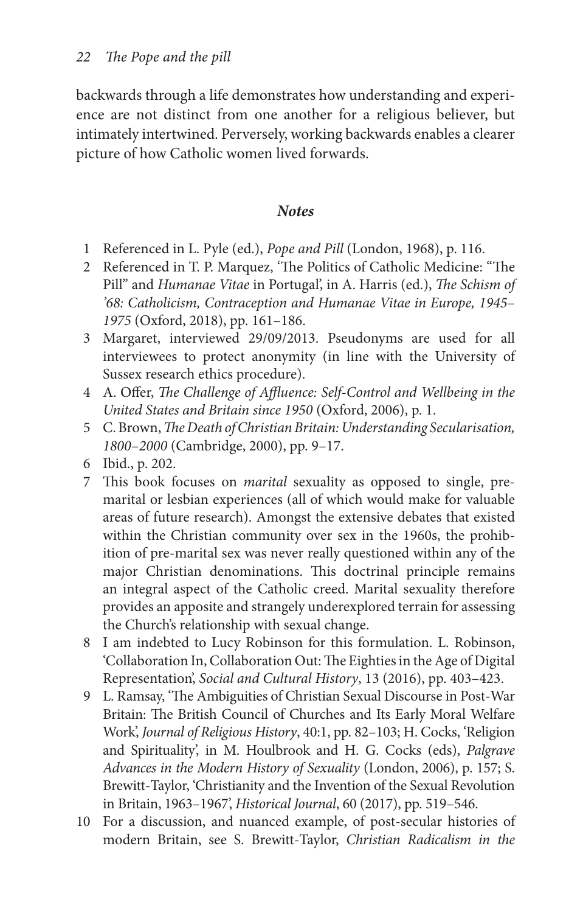backwards through a life demonstrates how understanding and experience are not distinct from one another for a religious believer, but intimately intertwined. Perversely, working backwards enables a clearer picture of how Catholic women lived forwards.

### *Notes*

1. Referenced in L. Pyle (ed.), *Pope and Pill* (London, 1968), p. 116.
2. Referenced in T. P. Marquez, 'The Politics of Catholic Medicine: "The Pill" and *Humanae Vitae* in Portugal', in A. Harris (ed.), *The Schism of '68: Catholicism, Contraception and Humanae Vitae in Europe, 1945–1975* (Oxford, 2018), pp. 161–186.
3. Margaret, interviewed 29/09/2013. Pseudonyms are used for all interviewees to protect anonymity (in line with the University of Sussex research ethics procedure).
4. A. Offer, *The Challenge of Affluence: Self-Control and Wellbeing in the United States and Britain since 1950* (Oxford, 2006), p. 1.
5. C. Brown, *The Death of Christian Britain: Understanding Secularisation, 1800–2000* (Cambridge, 2000), pp. 9–17.
6. Ibid., p. 202.
7. This book focuses on *marital* sexuality as opposed to single, pre-marital or lesbian experiences (all of which would make for valuable areas of future research). Amongst the extensive debates that existed within the Christian community over sex in the 1960s, the prohibition of pre-marital sex was never really questioned within any of the major Christian denominations. This doctrinal principle remains an integral aspect of the Catholic creed. Marital sexuality therefore provides an apposite and strangely underexplored terrain for assessing the Church's relationship with sexual change.
8. I am indebted to Lucy Robinson for this formulation. L. Robinson, 'Collaboration In, Collaboration Out: The Eighties in the Age of Digital Representation', *Social and Cultural History*, 13 (2016), pp. 403–423.
9. L. Ramsay, 'The Ambiguities of Christian Sexual Discourse in Post-War Britain: The British Council of Churches and Its Early Moral Welfare Work', *Journal of Religious History*, 40:1, pp. 82–103; H. Cocks, 'Religion and Spirituality', in M. Houlbrook and H. G. Cocks (eds), *Palgrave Advances in the Modern History of Sexuality* (London, 2006), p. 157; S. Brewitt-Taylor, 'Christianity and the Invention of the Sexual Revolution in Britain, 1963–1967', *Historical Journal*, 60 (2017), pp. 519–546.
10. For a discussion, and nuanced example, of post-secular histories of modern Britain, see S. Brewitt-Taylor, *Christian Radicalism in the*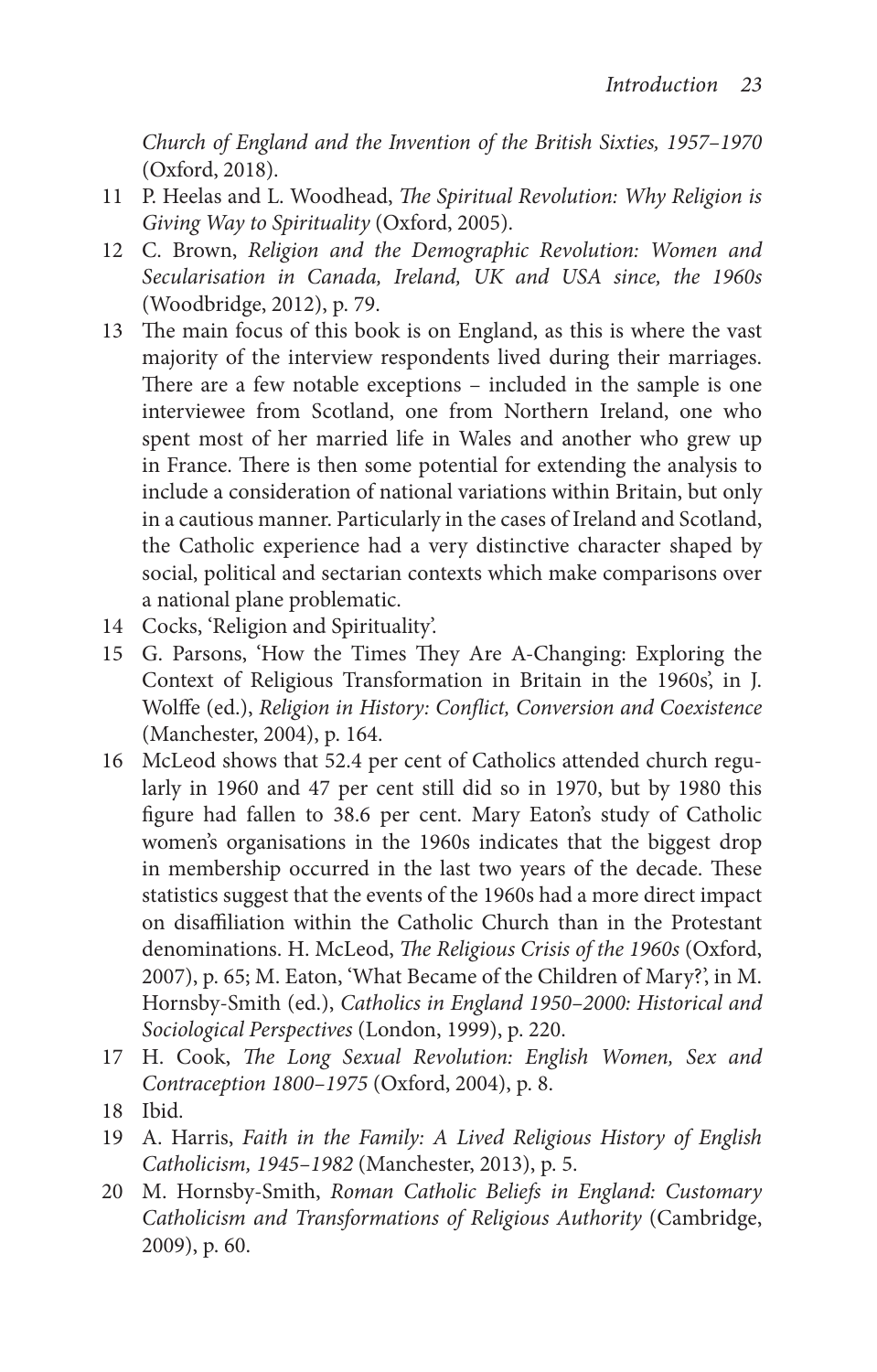*Church of England and the Invention of the British Sixties, 1957–1970* (Oxford, 2018).

11 P. Heelas and L. Woodhead, *The Spiritual Revolution: Why Religion is Giving Way to Spirituality* (Oxford, 2005).

12 C. Brown, *Religion and the Demographic Revolution: Women and Secularisation in Canada, Ireland, UK and USA since, the 1960s* (Woodbridge, 2012), p. 79.

13 The main focus of this book is on England, as this is where the vast majority of the interview respondents lived during their marriages. There are a few notable exceptions – included in the sample is one interviewee from Scotland, one from Northern Ireland, one who spent most of her married life in Wales and another who grew up in France. There is then some potential for extending the analysis to include a consideration of national variations within Britain, but only in a cautious manner. Particularly in the cases of Ireland and Scotland, the Catholic experience had a very distinctive character shaped by social, political and sectarian contexts which make comparisons over a national plane problematic.

14 Cocks, 'Religion and Spirituality'.

15 G. Parsons, 'How the Times They Are A-Changing: Exploring the Context of Religious Transformation in Britain in the 1960s', in J. Wolffe (ed.), *Religion in History: Conflict, Conversion and Coexistence* (Manchester, 2004), p. 164.

16 McLeod shows that 52.4 per cent of Catholics attended church regularly in 1960 and 47 per cent still did so in 1970, but by 1980 this figure had fallen to 38.6 per cent. Mary Eaton's study of Catholic women's organisations in the 1960s indicates that the biggest drop in membership occurred in the last two years of the decade. These statistics suggest that the events of the 1960s had a more direct impact on disaffiliation within the Catholic Church than in the Protestant denominations. H. McLeod, *The Religious Crisis of the 1960s* (Oxford, 2007), p. 65; M. Eaton, 'What Became of the Children of Mary?', in M. Hornsby-Smith (ed.), *Catholics in England 1950–2000: Historical and Sociological Perspectives* (London, 1999), p. 220.

17 H. Cook, *The Long Sexual Revolution: English Women, Sex and Contraception 1800–1975* (Oxford, 2004), p. 8.

18 Ibid.

19 A. Harris, *Faith in the Family: A Lived Religious History of English Catholicism, 1945–1982* (Manchester, 2013), p. 5.

20 M. Hornsby-Smith, *Roman Catholic Beliefs in England: Customary Catholicism and Transformations of Religious Authority* (Cambridge, 2009), p. 60.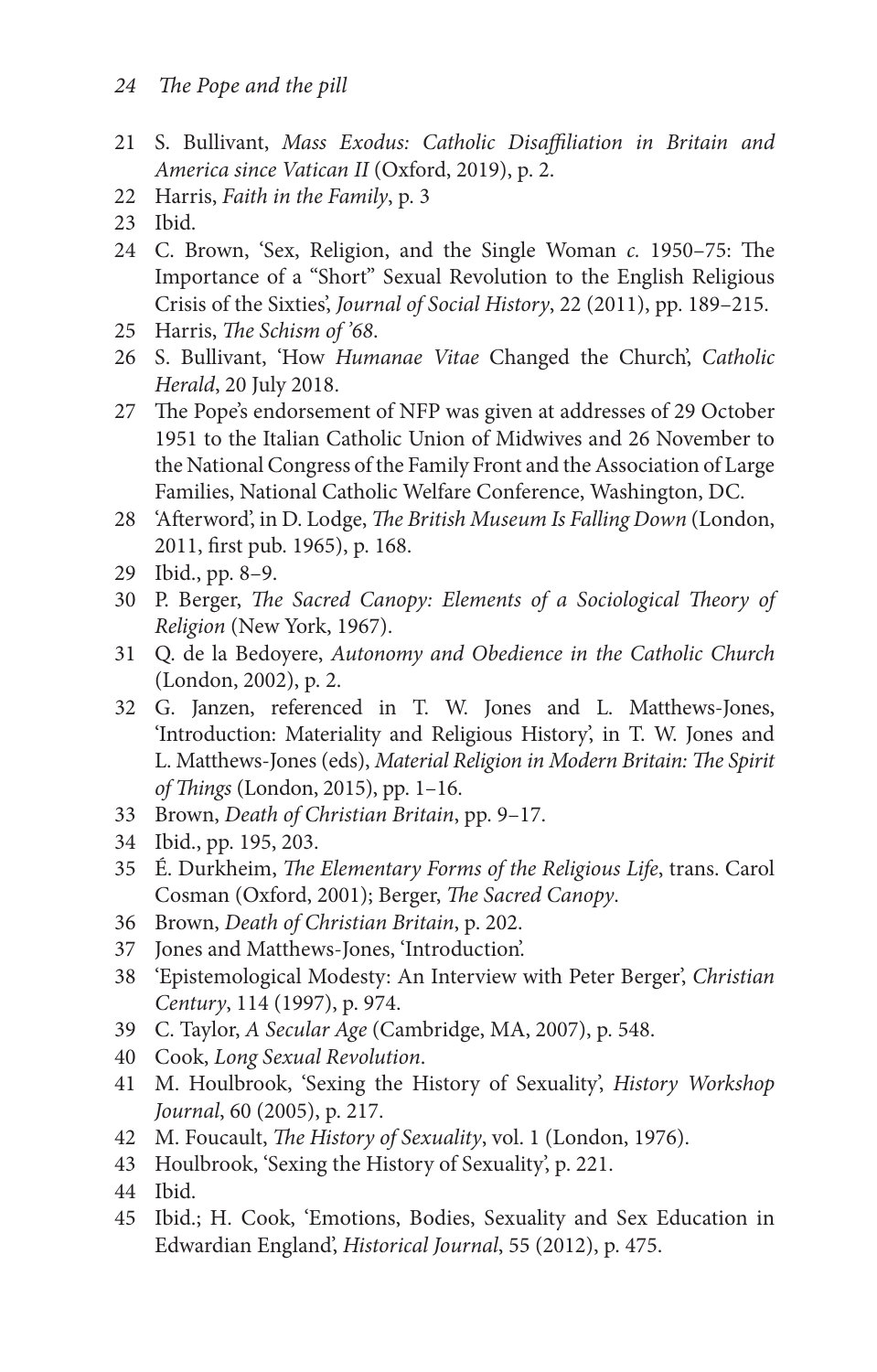21 S. Bullivant, *Mass Exodus: Catholic Disaffiliation in Britain and America since Vatican II* (Oxford, 2019), p. 2.

22 Harris, *Faith in the Family*, p. 3

23 Ibid.

24 C. Brown, 'Sex, Religion, and the Single Woman *c.* 1950–75: The Importance of a "Short" Sexual Revolution to the English Religious Crisis of the Sixties', *Journal of Social History*, 22 (2011), pp. 189–215.

25 Harris, *The Schism of '68*.

26 S. Bullivant, 'How *Humanae Vitae* Changed the Church', *Catholic Herald*, 20 July 2018.

27 The Pope's endorsement of NFP was given at addresses of 29 October 1951 to the Italian Catholic Union of Midwives and 26 November to the National Congress of the Family Front and the Association of Large Families, National Catholic Welfare Conference, Washington, DC.

28 'Afterword', in D. Lodge, *The British Museum Is Falling Down* (London, 2011, first pub. 1965), p. 168.

29 Ibid., pp. 8–9.

30 P. Berger, *The Sacred Canopy: Elements of a Sociological Theory of Religion* (New York, 1967).

31 Q. de la Bedoyere, *Autonomy and Obedience in the Catholic Church* (London, 2002), p. 2.

32 G. Janzen, referenced in T. W. Jones and L. Matthews-Jones, 'Introduction: Materiality and Religious History', in T. W. Jones and L. Matthews-Jones (eds), *Material Religion in Modern Britain: The Spirit of Things* (London, 2015), pp. 1–16.

33 Brown, *Death of Christian Britain*, pp. 9–17.

34 Ibid., pp. 195, 203.

35 É. Durkheim, *The Elementary Forms of the Religious Life*, trans. Carol Cosman (Oxford, 2001); Berger, *The Sacred Canopy*.

36 Brown, *Death of Christian Britain*, p. 202.

37 Jones and Matthews-Jones, 'Introduction'.

38 'Epistemological Modesty: An Interview with Peter Berger', *Christian Century*, 114 (1997), p. 974.

39 C. Taylor, *A Secular Age* (Cambridge, MA, 2007), p. 548.

40 Cook, *Long Sexual Revolution*.

41 M. Houlbrook, 'Sexing the History of Sexuality', *History Workshop Journal*, 60 (2005), p. 217.

42 M. Foucault, *The History of Sexuality*, vol. 1 (London, 1976).

43 Houlbrook, 'Sexing the History of Sexuality', p. 221.

44 Ibid.

45 Ibid.; H. Cook, 'Emotions, Bodies, Sexuality and Sex Education in Edwardian England', *Historical Journal*, 55 (2012), p. 475.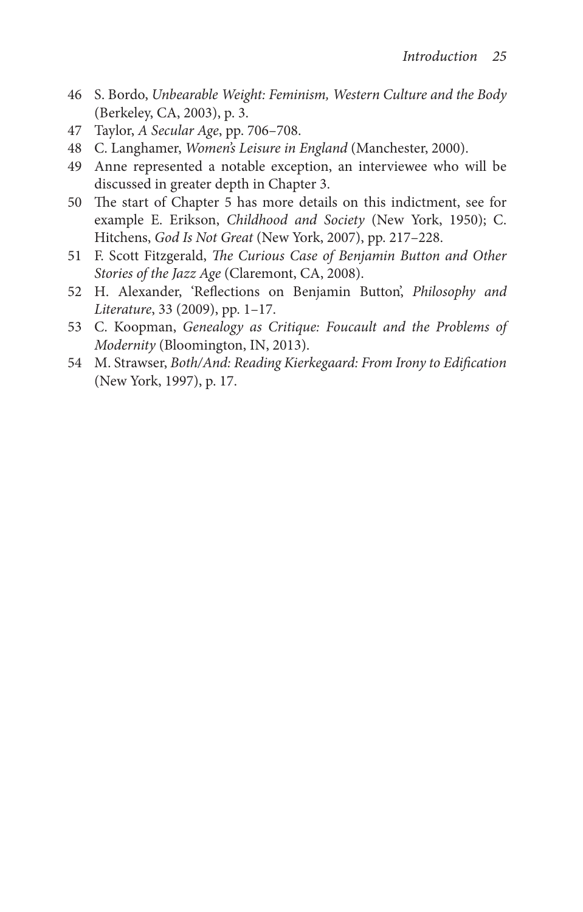46 S. Bordo, *Unbearable Weight: Feminism, Western Culture and the Body* (Berkeley, CA, 2003), p. 3.

47 Taylor, *A Secular Age*, pp. 706–708.

48 C. Langhamer, *Women's Leisure in England* (Manchester, 2000).

49 Anne represented a notable exception, an interviewee who will be discussed in greater depth in Chapter 3.

50 The start of Chapter 5 has more details on this indictment, see for example E. Erikson, *Childhood and Society* (New York, 1950); C. Hitchens, *God Is Not Great* (New York, 2007), pp. 217–228.

51 F. Scott Fitzgerald, *The Curious Case of Benjamin Button and Other Stories of the Jazz Age* (Claremont, CA, 2008).

52 H. Alexander, 'Reflections on Benjamin Button', *Philosophy and Literature*, 33 (2009), pp. 1–17.

53 C. Koopman, *Genealogy as Critique: Foucault and the Problems of Modernity* (Bloomington, IN, 2013).

54 M. Strawser, *Both/And: Reading Kierkegaard: From Irony to Edification* (New York, 1997), p. 17.